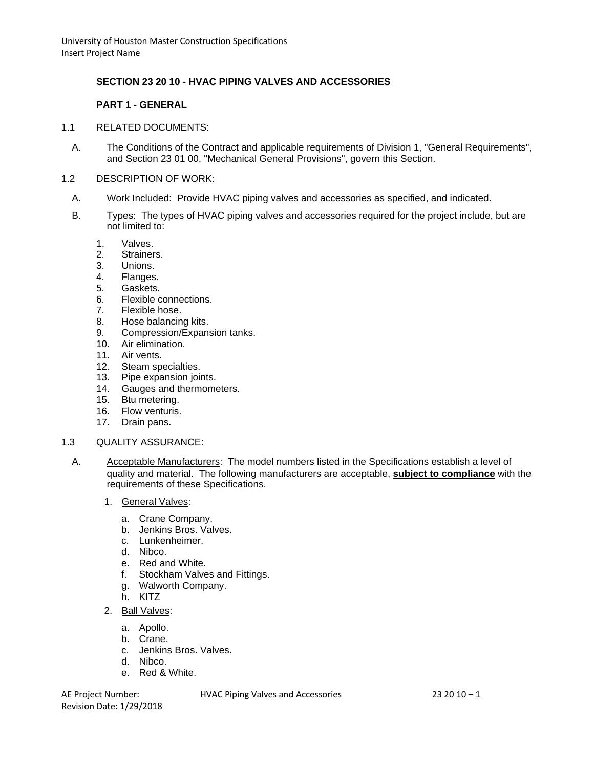## SECTION 23 20 10 - HVAC PIPING VALVES AND ACCESSORIES

### PART 1 - GENERAL

1.1 RELATED DOCUMENTS:

A. The Conditions of the Contract and applicable requirements of Division 1, "General Requirements", and Section 23 01 00, "Mechanical General Provisions", govern this Section.

1.2 DESCRIPTION OF WORK:

A. Work Included: Provide HVAC piping valves and accessories as specified, and indicated.

B. Types: The types of HVAC piping valves and accessories required for the project include, but are not limited to:

1. Valves.
2. Strainers.
3. Unions.
4. Flanges.
5. Gaskets.
6. Flexible connections.
7. Flexible hose.
8. Hose balancing kits.
9. Compression/Expansion tanks.
10. Air elimination.
11. Air vents.
12. Steam specialties.
13. Pipe expansion joints.
14. Gauges and thermometers.
15. Btu metering.
16. Flow venturis.
17. Drain pans.

1.3 QUALITY ASSURANCE:

A. Acceptable Manufacturers: The model numbers listed in the Specifications establish a level of quality and material. The following manufacturers are acceptable, **subject to compliance** with the requirements of these Specifications.

1. General Valves:
   a. Crane Company.
   b. Jenkins Bros. Valves.
   c. Lunkenheimer.
   d. Nibco.
   e. Red and White.
   f. Stockham Valves and Fittings.
   g. Walworth Company.
   h. KITZ

2. Ball Valves:
   a. Apollo.
   b. Crane.
   c. Jenkins Bros. Valves.
   d. Nibco.
   e. Red & White.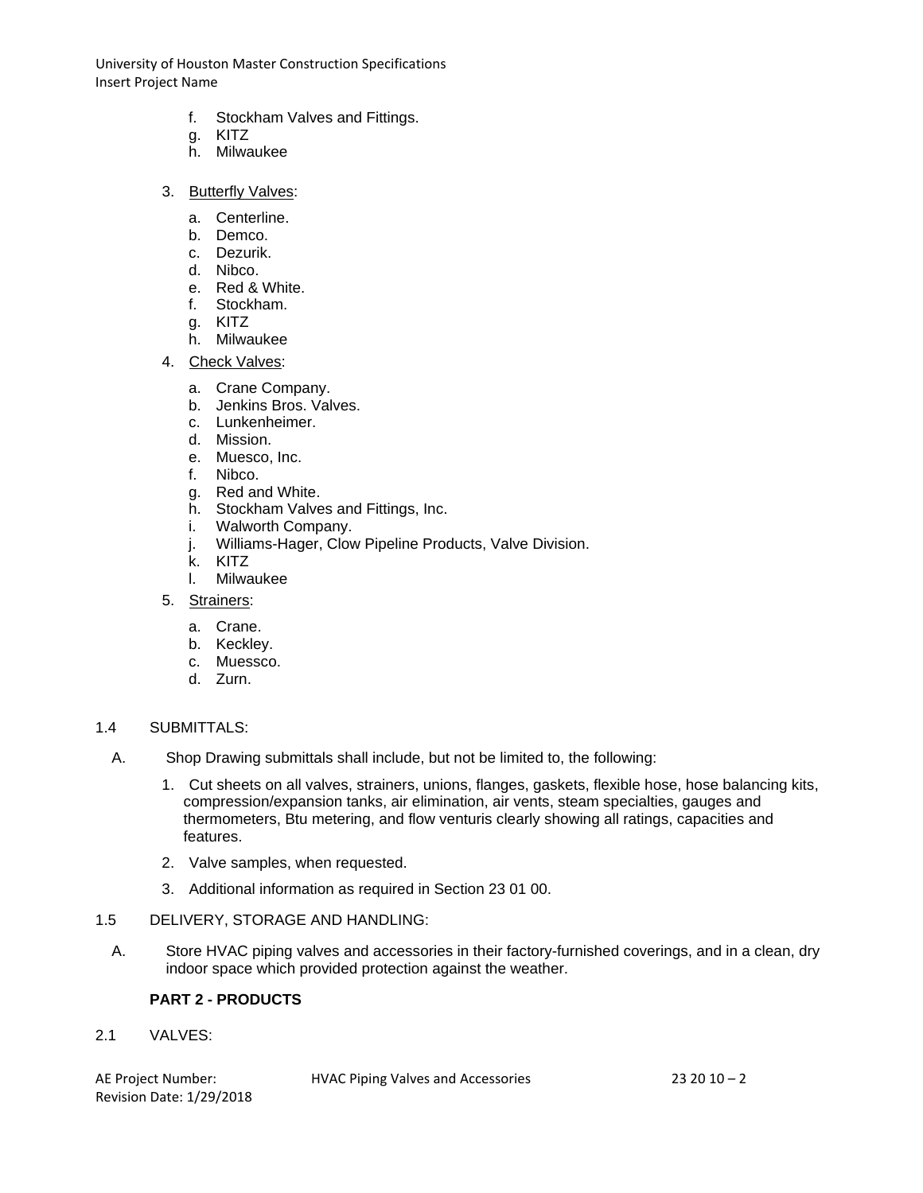f. Stockham Valves and Fittings.
g. KITZ
h. Milwaukee

3. Butterfly Valves:

   a. Centerline.
   b. Demco.
   c. Dezurik.
   d. Nibco.
   e. Red & White.
   f. Stockham.
   g. KITZ
   h. Milwaukee

4. Check Valves:

   a. Crane Company.
   b. Jenkins Bros. Valves.
   c. Lunkenheimer.
   d. Mission.
   e. Muesco, Inc.
   f. Nibco.
   g. Red and White.
   h. Stockham Valves and Fittings, Inc.
   i. Walworth Company.
   j. Williams-Hager, Clow Pipeline Products, Valve Division.
   k. KITZ
   l. Milwaukee

5. Strainers:

   a. Crane.
   b. Keckley.
   c. Muessco.
   d. Zurn.

## 1.4 SUBMITTALS:

A. Shop Drawing submittals shall include, but not be limited to, the following:

   1. Cut sheets on all valves, strainers, unions, flanges, gaskets, flexible hose, hose balancing kits, compression/expansion tanks, air elimination, air vents, steam specialties, gauges and thermometers, Btu metering, and flow venturis clearly showing all ratings, capacities and features.
   2. Valve samples, when requested.
   3. Additional information as required in Section 23 01 00.

## 1.5 DELIVERY, STORAGE AND HANDLING:

A. Store HVAC piping valves and accessories in their factory-furnished coverings, and in a clean, dry indoor space which provided protection against the weather.

# PART 2 - PRODUCTS

## 2.1 VALVES: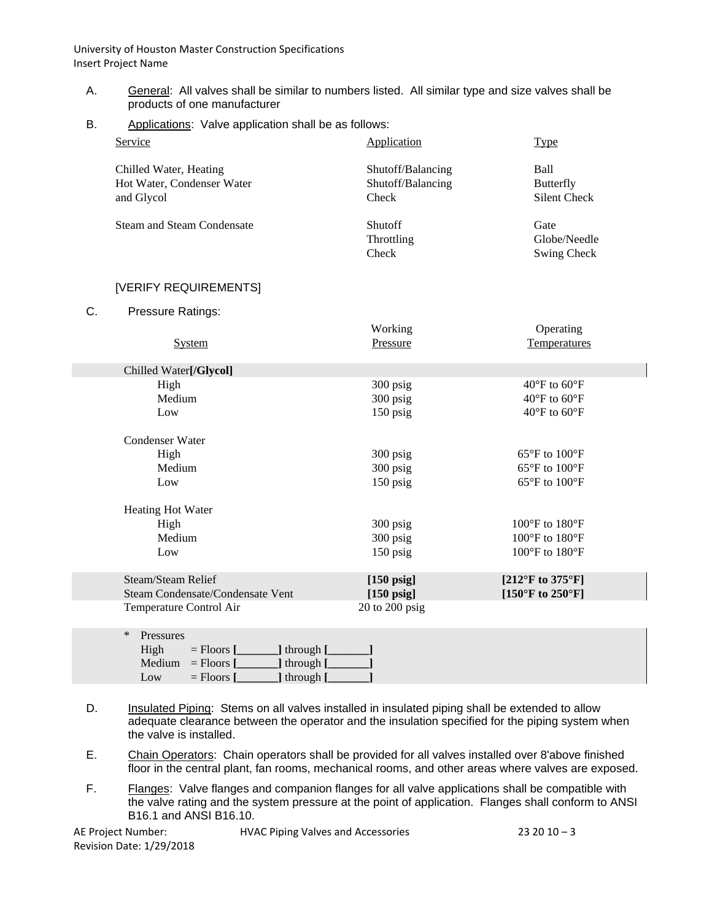A. General: All valves shall be similar to numbers listed. All similar type and size valves shall be products of one manufacturer

B. Applications: Valve application shall be as follows:

| Service | Application | Type |
|---|---|---|
| Chilled Water, Heating | Shutoff/Balancing | Ball |
| Hot Water, Condenser Water | Shutoff/Balancing | Butterfly |
| and Glycol | Check | Silent Check |
| Steam and Steam Condensate | Shutoff | Gate |
| | Throttling | Globe/Needle |
| | Check | Swing Check |

[VERIFY REQUIREMENTS]

C. Pressure Ratings:

| System | Working Pressure | Operating Temperatures |
|---|---|---|
| Chilled Water**[/Glycol]** | | |
| High | 300 psig | 40°F to 60°F |
| Medium | 300 psig | 40°F to 60°F |
| Low | 150 psig | 40°F to 60°F |
| Condenser Water | | |
| High | 300 psig | 65°F to 100°F |
| Medium | 300 psig | 65°F to 100°F |
| Low | 150 psig | 65°F to 100°F |
| Heating Hot Water | | |
| High | 300 psig | 100°F to 180°F |
| Medium | 300 psig | 100°F to 180°F |
| Low | 150 psig | 100°F to 180°F |
| Steam/Steam Relief | **[150 psig]** | **[212°F to 375°F]** |
| Steam Condensate/Condensate Vent | **[150 psig]** | **[150°F to 250°F]** |
| Temperature Control Air | 20 to 200 psig | |

\* Pressures
High = Floors **[_______]** through **[_______]**
Medium = Floors **[_______]** through **[_______]**
Low = Floors **[_______]** through **[_______]**

D. Insulated Piping: Stems on all valves installed in insulated piping shall be extended to allow adequate clearance between the operator and the insulation specified for the piping system when the valve is installed.

E. Chain Operators: Chain operators shall be provided for all valves installed over 8'above finished floor in the central plant, fan rooms, mechanical rooms, and other areas where valves are exposed.

F. Flanges: Valve flanges and companion flanges for all valve applications shall be compatible with the valve rating and the system pressure at the point of application. Flanges shall conform to ANSI B16.1 and ANSI B16.10.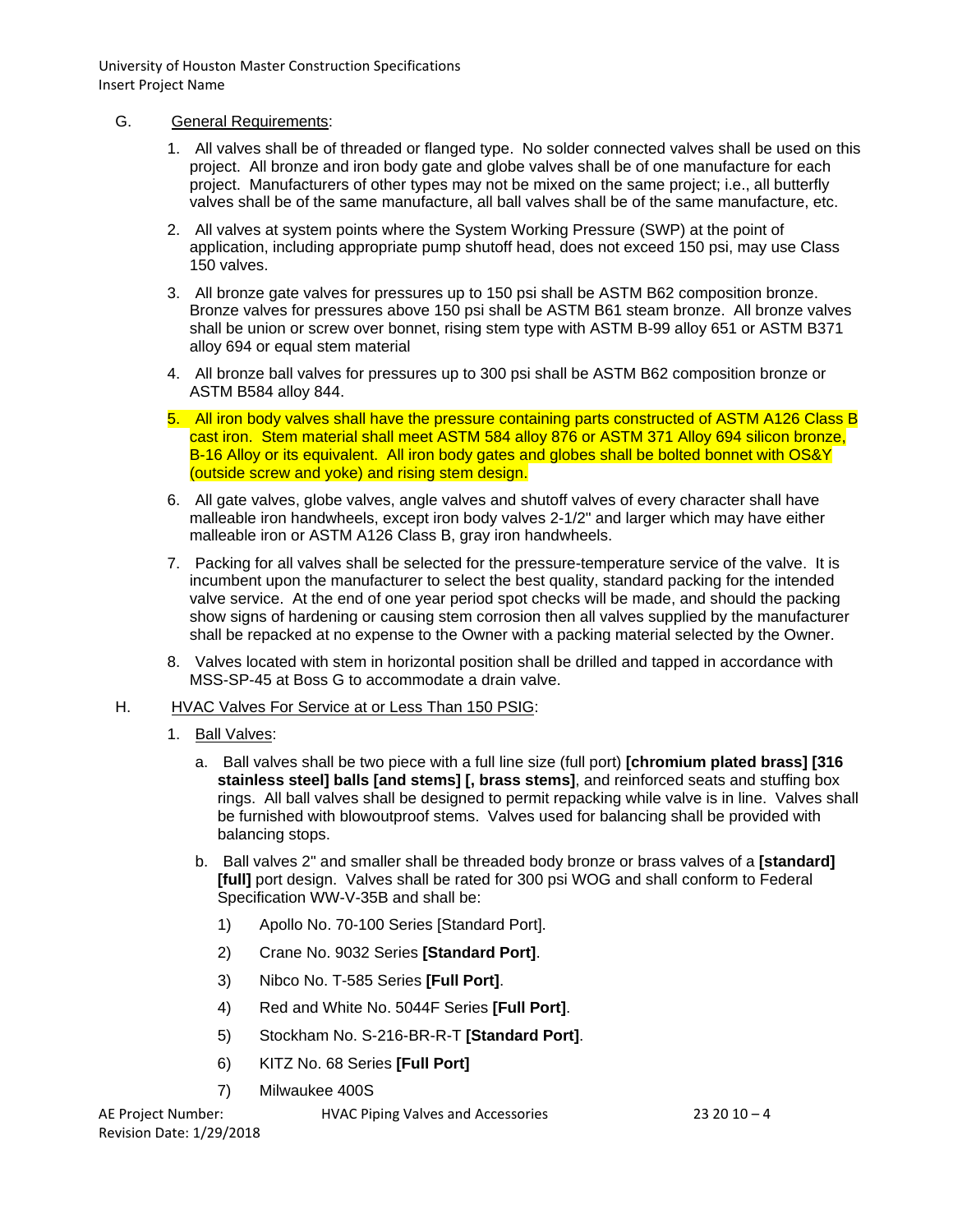G. <u>General Requirements</u>:

1. All valves shall be of threaded or flanged type. No solder connected valves shall be used on this project. All bronze and iron body gate and globe valves shall be of one manufacture for each project. Manufacturers of other types may not be mixed on the same project; i.e., all butterfly valves shall be of the same manufacture, all ball valves shall be of the same manufacture, etc.

2. All valves at system points where the System Working Pressure (SWP) at the point of application, including appropriate pump shutoff head, does not exceed 150 psi, may use Class 150 valves.

3. All bronze gate valves for pressures up to 150 psi shall be ASTM B62 composition bronze. Bronze valves for pressures above 150 psi shall be ASTM B61 steam bronze. All bronze valves shall be union or screw over bonnet, rising stem type with ASTM B-99 alloy 651 or ASTM B371 alloy 694 or equal stem material

4. All bronze ball valves for pressures up to 300 psi shall be ASTM B62 composition bronze or ASTM B584 alloy 844.

5. All iron body valves shall have the pressure containing parts constructed of ASTM A126 Class B cast iron. Stem material shall meet ASTM 584 alloy 876 or ASTM 371 Alloy 694 silicon bronze, B-16 Alloy or its equivalent. All iron body gates and globes shall be bolted bonnet with OS&Y (outside screw and yoke) and rising stem design.

6. All gate valves, globe valves, angle valves and shutoff valves of every character shall have malleable iron handwheels, except iron body valves 2-1/2" and larger which may have either malleable iron or ASTM A126 Class B, gray iron handwheels.

7. Packing for all valves shall be selected for the pressure-temperature service of the valve. It is incumbent upon the manufacturer to select the best quality, standard packing for the intended valve service. At the end of one year period spot checks will be made, and should the packing show signs of hardening or causing stem corrosion then all valves supplied by the manufacturer shall be repacked at no expense to the Owner with a packing material selected by the Owner.

8. Valves located with stem in horizontal position shall be drilled and tapped in accordance with MSS-SP-45 at Boss G to accommodate a drain valve.

H. <u>HVAC Valves For Service at or Less Than 150 PSIG</u>:

1. <u>Ball Valves</u>:

   a. Ball valves shall be two piece with a full line size (full port) **[chromium plated brass] [316 stainless steel] balls [and stems] [, brass stems]**, and reinforced seats and stuffing box rings. All ball valves shall be designed to permit repacking while valve is in line. Valves shall be furnished with blowoutproof stems. Valves used for balancing shall be provided with balancing stops.

   b. Ball valves 2" and smaller shall be threaded body bronze or brass valves of a **[standard] [full]** port design. Valves shall be rated for 300 psi WOG and shall conform to Federal Specification WW-V-35B and shall be:

      1) Apollo No. 70-100 Series [Standard Port].

      2) Crane No. 9032 Series **[Standard Port]**.

      3) Nibco No. T-585 Series **[Full Port]**.

      4) Red and White No. 5044F Series **[Full Port]**.

      5) Stockham No. S-216-BR-R-T **[Standard Port]**.

      6) KITZ No. 68 Series **[Full Port]**

      7) Milwaukee 400S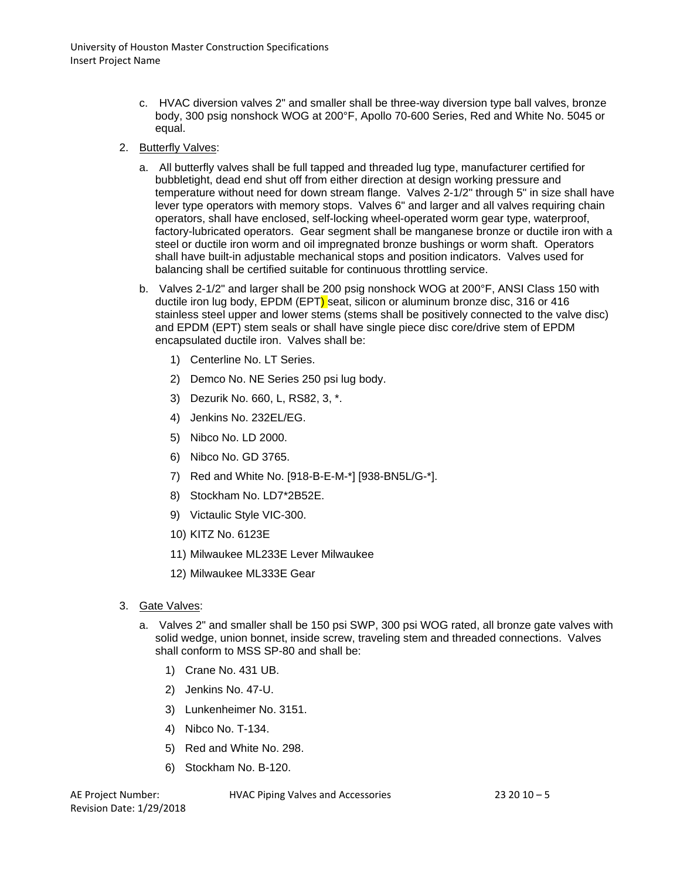c. HVAC diversion valves 2" and smaller shall be three-way diversion type ball valves, bronze body, 300 psig nonshock WOG at 200°F, Apollo 70-600 Series, Red and White No. 5045 or equal.

2. Butterfly Valves:

   a. All butterfly valves shall be full tapped and threaded lug type, manufacturer certified for bubbletight, dead end shut off from either direction at design working pressure and temperature without need for down stream flange. Valves 2-1/2" through 5" in size shall have lever type operators with memory stops. Valves 6" and larger and all valves requiring chain operators, shall have enclosed, self-locking wheel-operated worm gear type, waterproof, factory-lubricated operators. Gear segment shall be manganese bronze or ductile iron with a steel or ductile iron worm and oil impregnated bronze bushings or worm shaft. Operators shall have built-in adjustable mechanical stops and position indicators. Valves used for balancing shall be certified suitable for continuous throttling service.

   b. Valves 2-1/2" and larger shall be 200 psig nonshock WOG at 200°F, ANSI Class 150 with ductile iron lug body, EPDM (EPT) seat, silicon or aluminum bronze disc, 316 or 416 stainless steel upper and lower stems (stems shall be positively connected to the valve disc) and EPDM (EPT) stem seals or shall have single piece disc core/drive stem of EPDM encapsulated ductile iron. Valves shall be:

      1) Centerline No. LT Series.
      2) Demco No. NE Series 250 psi lug body.
      3) Dezurik No. 660, L, RS82, 3, *.
      4) Jenkins No. 232EL/EG.
      5) Nibco No. LD 2000.
      6) Nibco No. GD 3765.
      7) Red and White No. [918-B-E-M-*] [938-BN5L/G-*].
      8) Stockham No. LD7*2B52E.
      9) Victaulic Style VIC-300.
      10) KITZ No. 6123E
      11) Milwaukee ML233E Lever Milwaukee
      12) Milwaukee ML333E Gear

3. Gate Valves:

   a. Valves 2" and smaller shall be 150 psi SWP, 300 psi WOG rated, all bronze gate valves with solid wedge, union bonnet, inside screw, traveling stem and threaded connections. Valves shall conform to MSS SP-80 and shall be:

      1) Crane No. 431 UB.
      2) Jenkins No. 47-U.
      3) Lunkenheimer No. 3151.
      4) Nibco No. T-134.
      5) Red and White No. 298.
      6) Stockham No. B-120.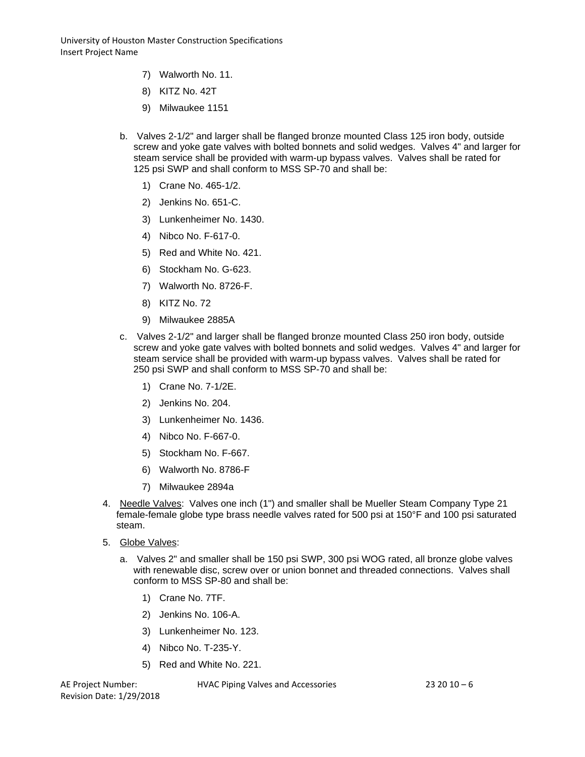7) Walworth No. 11.

8) KITZ No. 42T

9) Milwaukee 1151

b. Valves 2-1/2" and larger shall be flanged bronze mounted Class 125 iron body, outside screw and yoke gate valves with bolted bonnets and solid wedges. Valves 4" and larger for steam service shall be provided with warm-up bypass valves. Valves shall be rated for 125 psi SWP and shall conform to MSS SP-70 and shall be:

1) Crane No. 465-1/2.

2) Jenkins No. 651-C.

3) Lunkenheimer No. 1430.

4) Nibco No. F-617-0.

5) Red and White No. 421.

6) Stockham No. G-623.

7) Walworth No. 8726-F.

8) KITZ No. 72

9) Milwaukee 2885A

c. Valves 2-1/2" and larger shall be flanged bronze mounted Class 250 iron body, outside screw and yoke gate valves with bolted bonnets and solid wedges. Valves 4" and larger for steam service shall be provided with warm-up bypass valves. Valves shall be rated for 250 psi SWP and shall conform to MSS SP-70 and shall be:

1) Crane No. 7-1/2E.

2) Jenkins No. 204.

3) Lunkenheimer No. 1436.

4) Nibco No. F-667-0.

5) Stockham No. F-667.

6) Walworth No. 8786-F

7) Milwaukee 2894a

4. Needle Valves: Valves one inch (1") and smaller shall be Mueller Steam Company Type 21 female-female globe type brass needle valves rated for 500 psi at 150°F and 100 psi saturated steam.

5. Globe Valves:

a. Valves 2" and smaller shall be 150 psi SWP, 300 psi WOG rated, all bronze globe valves with renewable disc, screw over or union bonnet and threaded connections. Valves shall conform to MSS SP-80 and shall be:

1) Crane No. 7TF.

2) Jenkins No. 106-A.

3) Lunkenheimer No. 123.

4) Nibco No. T-235-Y.

5) Red and White No. 221.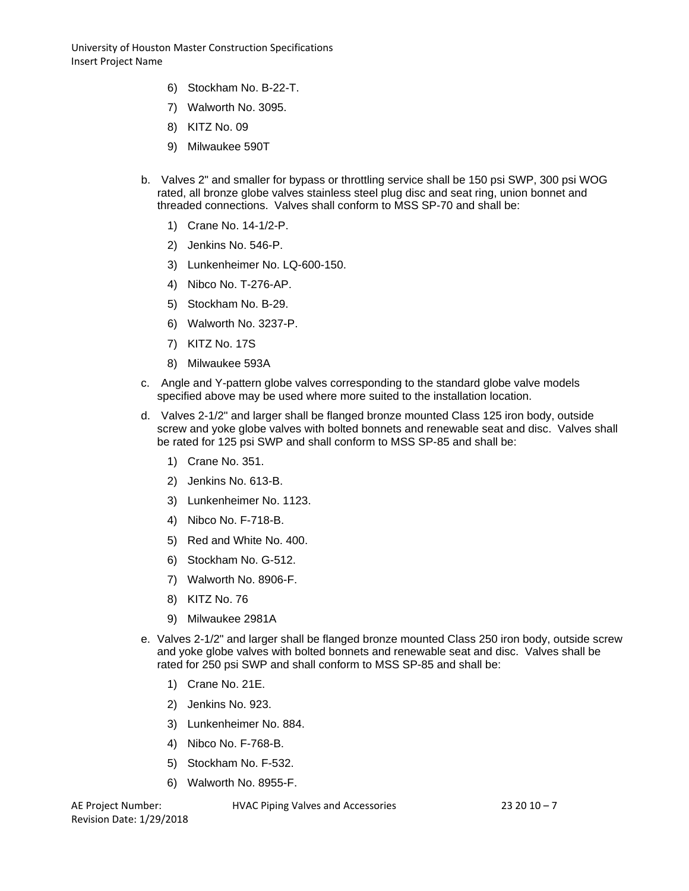6) Stockham No. B-22-T.

7) Walworth No. 3095.

8) KITZ No. 09

9) Milwaukee 590T

b. Valves 2" and smaller for bypass or throttling service shall be 150 psi SWP, 300 psi WOG rated, all bronze globe valves stainless steel plug disc and seat ring, union bonnet and threaded connections. Valves shall conform to MSS SP-70 and shall be:

1) Crane No. 14-1/2-P.

2) Jenkins No. 546-P.

3) Lunkenheimer No. LQ-600-150.

4) Nibco No. T-276-AP.

5) Stockham No. B-29.

6) Walworth No. 3237-P.

7) KITZ No. 17S

8) Milwaukee 593A

c. Angle and Y-pattern globe valves corresponding to the standard globe valve models specified above may be used where more suited to the installation location.

d. Valves 2-1/2" and larger shall be flanged bronze mounted Class 125 iron body, outside screw and yoke globe valves with bolted bonnets and renewable seat and disc. Valves shall be rated for 125 psi SWP and shall conform to MSS SP-85 and shall be:

1) Crane No. 351.

2) Jenkins No. 613-B.

3) Lunkenheimer No. 1123.

4) Nibco No. F-718-B.

5) Red and White No. 400.

6) Stockham No. G-512.

7) Walworth No. 8906-F.

8) KITZ No. 76

9) Milwaukee 2981A

e. Valves 2-1/2" and larger shall be flanged bronze mounted Class 250 iron body, outside screw and yoke globe valves with bolted bonnets and renewable seat and disc. Valves shall be rated for 250 psi SWP and shall conform to MSS SP-85 and shall be:

1) Crane No. 21E.

2) Jenkins No. 923.

3) Lunkenheimer No. 884.

4) Nibco No. F-768-B.

5) Stockham No. F-532.

6) Walworth No. 8955-F.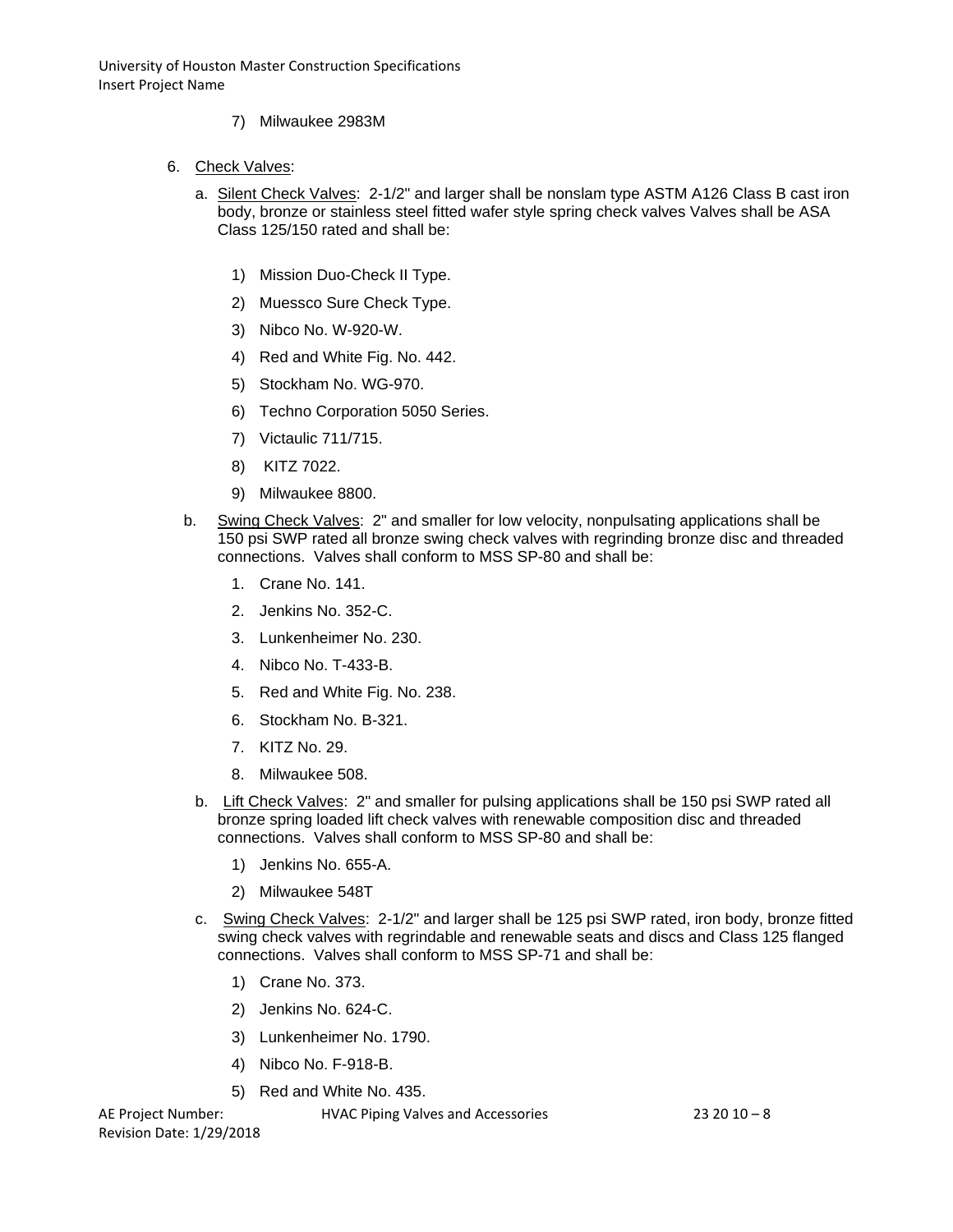7) Milwaukee 2983M

6. Check Valves:

   a. Silent Check Valves: 2-1/2" and larger shall be nonslam type ASTM A126 Class B cast iron body, bronze or stainless steel fitted wafer style spring check valves Valves shall be ASA Class 125/150 rated and shall be:

      1) Mission Duo-Check II Type.
      2) Muessco Sure Check Type.
      3) Nibco No. W-920-W.
      4) Red and White Fig. No. 442.
      5) Stockham No. WG-970.
      6) Techno Corporation 5050 Series.
      7) Victaulic 711/715.
      8) KITZ 7022.
      9) Milwaukee 8800.

   b. Swing Check Valves: 2" and smaller for low velocity, nonpulsating applications shall be 150 psi SWP rated all bronze swing check valves with regrinding bronze disc and threaded connections. Valves shall conform to MSS SP-80 and shall be:

      1. Crane No. 141.
      2. Jenkins No. 352-C.
      3. Lunkenheimer No. 230.
      4. Nibco No. T-433-B.
      5. Red and White Fig. No. 238.
      6. Stockham No. B-321.
      7. KITZ No. 29.
      8. Milwaukee 508.

   b. Lift Check Valves: 2" and smaller for pulsing applications shall be 150 psi SWP rated all bronze spring loaded lift check valves with renewable composition disc and threaded connections. Valves shall conform to MSS SP-80 and shall be:

      1) Jenkins No. 655-A.
      2) Milwaukee 548T

   c. Swing Check Valves: 2-1/2" and larger shall be 125 psi SWP rated, iron body, bronze fitted swing check valves with regrindable and renewable seats and discs and Class 125 flanged connections. Valves shall conform to MSS SP-71 and shall be:

      1) Crane No. 373.
      2) Jenkins No. 624-C.
      3) Lunkenheimer No. 1790.
      4) Nibco No. F-918-B.
      5) Red and White No. 435.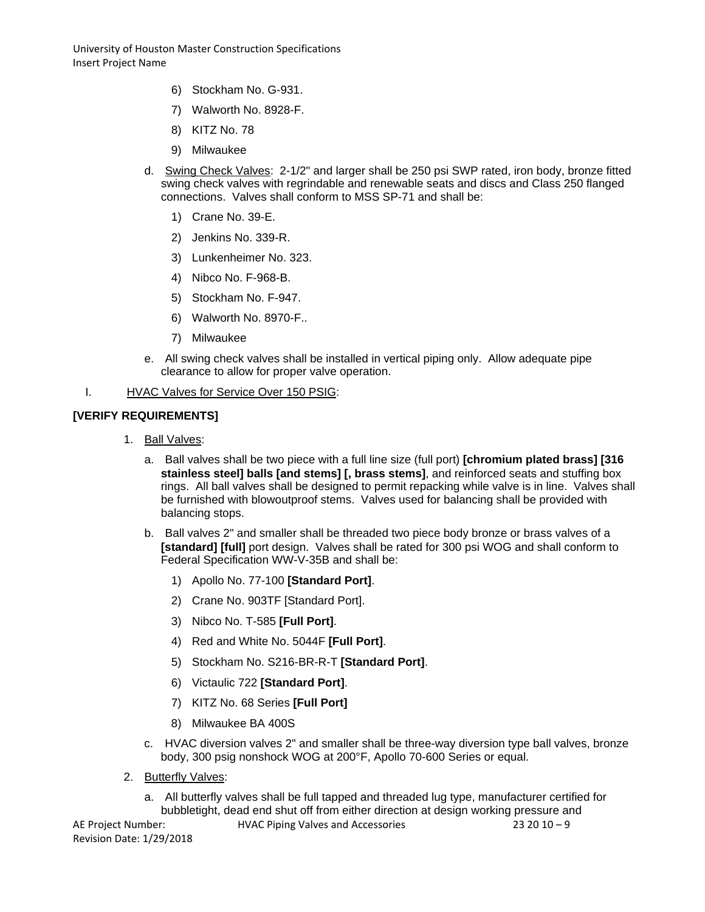6) Stockham No. G-931.

7) Walworth No. 8928-F.

8) KITZ No. 78

9) Milwaukee

d. Swing Check Valves: 2-1/2" and larger shall be 250 psi SWP rated, iron body, bronze fitted swing check valves with regrindable and renewable seats and discs and Class 250 flanged connections. Valves shall conform to MSS SP-71 and shall be:

1) Crane No. 39-E.

2) Jenkins No. 339-R.

3) Lunkenheimer No. 323.

4) Nibco No. F-968-B.

5) Stockham No. F-947.

6) Walworth No. 8970-F..

7) Milwaukee

e. All swing check valves shall be installed in vertical piping only. Allow adequate pipe clearance to allow for proper valve operation.

I. HVAC Valves for Service Over 150 PSIG:

**[VERIFY REQUIREMENTS]**

1. Ball Valves:

a. Ball valves shall be two piece with a full line size (full port) **[chromium plated brass] [316 stainless steel] balls [and stems] [, brass stems]**, and reinforced seats and stuffing box rings. All ball valves shall be designed to permit repacking while valve is in line. Valves shall be furnished with blowoutproof stems. Valves used for balancing shall be provided with balancing stops.

b. Ball valves 2" and smaller shall be threaded two piece body bronze or brass valves of a **[standard] [full]** port design. Valves shall be rated for 300 psi WOG and shall conform to Federal Specification WW-V-35B and shall be:

1) Apollo No. 77-100 **[Standard Port]**.

2) Crane No. 903TF [Standard Port].

3) Nibco No. T-585 **[Full Port]**.

4) Red and White No. 5044F **[Full Port]**.

5) Stockham No. S216-BR-R-T **[Standard Port]**.

6) Victaulic 722 **[Standard Port]**.

7) KITZ No. 68 Series **[Full Port]**

8) Milwaukee BA 400S

c. HVAC diversion valves 2" and smaller shall be three-way diversion type ball valves, bronze body, 300 psig nonshock WOG at 200°F, Apollo 70-600 Series or equal.

2. Butterfly Valves:

a. All butterfly valves shall be full tapped and threaded lug type, manufacturer certified for bubbletight, dead end shut off from either direction at design working pressure and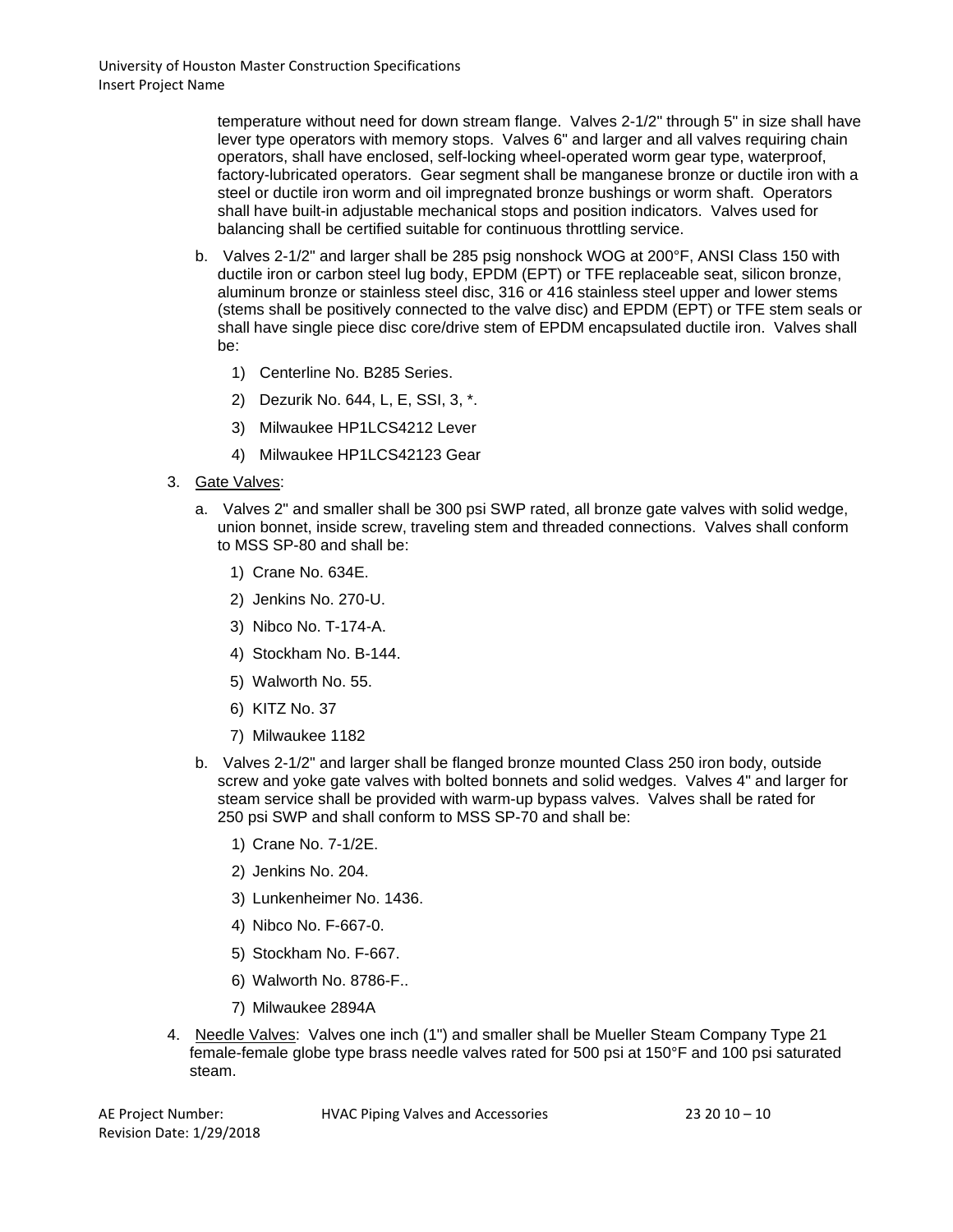temperature without need for down stream flange. Valves 2-1/2" through 5" in size shall have lever type operators with memory stops. Valves 6" and larger and all valves requiring chain operators, shall have enclosed, self-locking wheel-operated worm gear type, waterproof, factory-lubricated operators. Gear segment shall be manganese bronze or ductile iron with a steel or ductile iron worm and oil impregnated bronze bushings or worm shaft. Operators shall have built-in adjustable mechanical stops and position indicators. Valves used for balancing shall be certified suitable for continuous throttling service.

b. Valves 2-1/2" and larger shall be 285 psig nonshock WOG at 200°F, ANSI Class 150 with ductile iron or carbon steel lug body, EPDM (EPT) or TFE replaceable seat, silicon bronze, aluminum bronze or stainless steel disc, 316 or 416 stainless steel upper and lower stems (stems shall be positively connected to the valve disc) and EPDM (EPT) or TFE stem seals or shall have single piece disc core/drive stem of EPDM encapsulated ductile iron. Valves shall be:

1) Centerline No. B285 Series.
2) Dezurik No. 644, L, E, SSI, 3, *.
3) Milwaukee HP1LCS4212 Lever
4) Milwaukee HP1LCS42123 Gear

3. Gate Valves:

a. Valves 2" and smaller shall be 300 psi SWP rated, all bronze gate valves with solid wedge, union bonnet, inside screw, traveling stem and threaded connections. Valves shall conform to MSS SP-80 and shall be:

1) Crane No. 634E.
2) Jenkins No. 270-U.
3) Nibco No. T-174-A.
4) Stockham No. B-144.
5) Walworth No. 55.
6) KITZ No. 37
7) Milwaukee 1182

b. Valves 2-1/2" and larger shall be flanged bronze mounted Class 250 iron body, outside screw and yoke gate valves with bolted bonnets and solid wedges. Valves 4" and larger for steam service shall be provided with warm-up bypass valves. Valves shall be rated for 250 psi SWP and shall conform to MSS SP-70 and shall be:

1) Crane No. 7-1/2E.
2) Jenkins No. 204.
3) Lunkenheimer No. 1436.
4) Nibco No. F-667-0.
5) Stockham No. F-667.
6) Walworth No. 8786-F..
7) Milwaukee 2894A

4. Needle Valves: Valves one inch (1") and smaller shall be Mueller Steam Company Type 21 female-female globe type brass needle valves rated for 500 psi at 150°F and 100 psi saturated steam.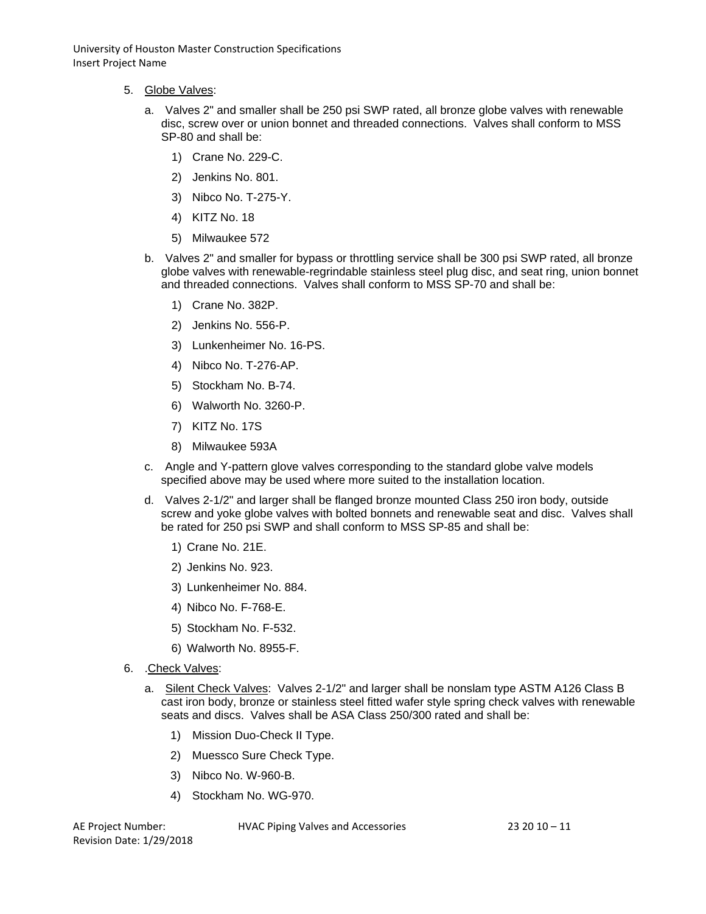5. Globe Valves:

   a. Valves 2" and smaller shall be 250 psi SWP rated, all bronze globe valves with renewable disc, screw over or union bonnet and threaded connections. Valves shall conform to MSS SP-80 and shall be:

      1) Crane No. 229-C.
      2) Jenkins No. 801.
      3) Nibco No. T-275-Y.
      4) KITZ No. 18
      5) Milwaukee 572

   b. Valves 2" and smaller for bypass or throttling service shall be 300 psi SWP rated, all bronze globe valves with renewable-regrindable stainless steel plug disc, and seat ring, union bonnet and threaded connections. Valves shall conform to MSS SP-70 and shall be:

      1) Crane No. 382P.
      2) Jenkins No. 556-P.
      3) Lunkenheimer No. 16-PS.
      4) Nibco No. T-276-AP.
      5) Stockham No. B-74.
      6) Walworth No. 3260-P.
      7) KITZ No. 17S
      8) Milwaukee 593A

   c. Angle and Y-pattern glove valves corresponding to the standard globe valve models specified above may be used where more suited to the installation location.

   d. Valves 2-1/2" and larger shall be flanged bronze mounted Class 250 iron body, outside screw and yoke globe valves with bolted bonnets and renewable seat and disc. Valves shall be rated for 250 psi SWP and shall conform to MSS SP-85 and shall be:

      1) Crane No. 21E.
      2) Jenkins No. 923.
      3) Lunkenheimer No. 884.
      4) Nibco No. F-768-E.
      5) Stockham No. F-532.
      6) Walworth No. 8955-F.

6. .Check Valves:

   a. Silent Check Valves: Valves 2-1/2" and larger shall be nonslam type ASTM A126 Class B cast iron body, bronze or stainless steel fitted wafer style spring check valves with renewable seats and discs. Valves shall be ASA Class 250/300 rated and shall be:

      1) Mission Duo-Check II Type.
      2) Muessco Sure Check Type.
      3) Nibco No. W-960-B.
      4) Stockham No. WG-970.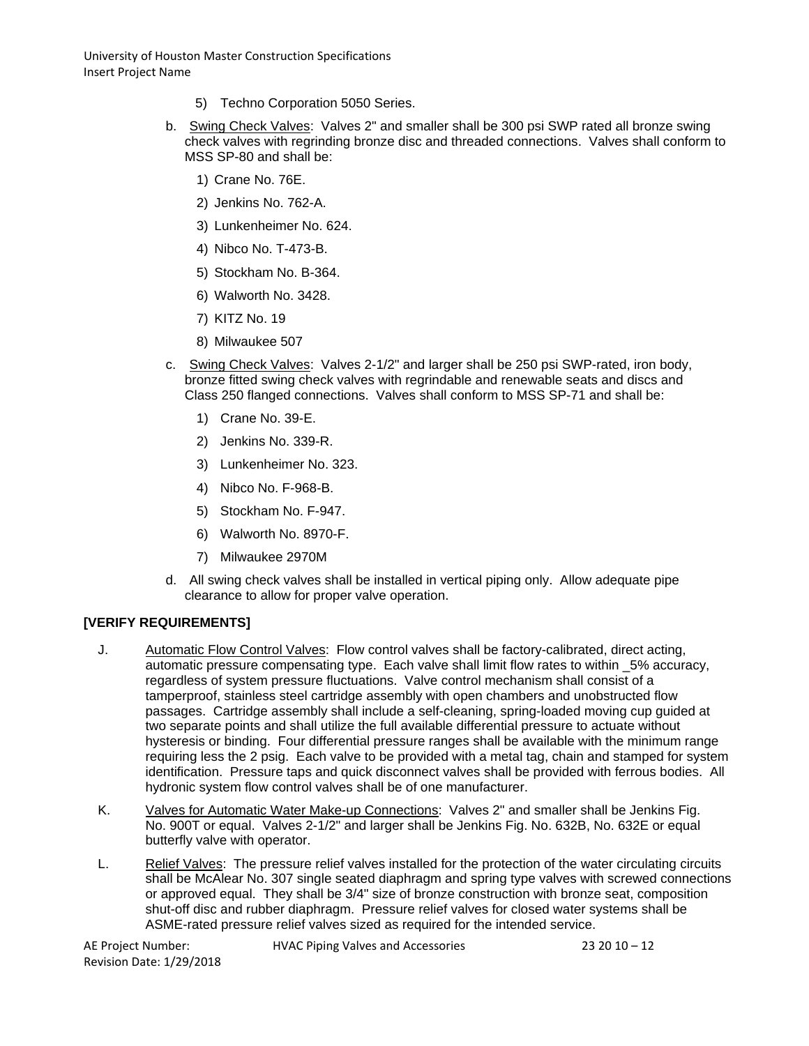5) Techno Corporation 5050 Series.

b. Swing Check Valves: Valves 2" and smaller shall be 300 psi SWP rated all bronze swing check valves with regrinding bronze disc and threaded connections. Valves shall conform to MSS SP-80 and shall be:

1) Crane No. 76E.

2) Jenkins No. 762-A.

3) Lunkenheimer No. 624.

4) Nibco No. T-473-B.

5) Stockham No. B-364.

6) Walworth No. 3428.

7) KITZ No. 19

8) Milwaukee 507

c. Swing Check Valves: Valves 2-1/2" and larger shall be 250 psi SWP-rated, iron body, bronze fitted swing check valves with regrindable and renewable seats and discs and Class 250 flanged connections. Valves shall conform to MSS SP-71 and shall be:

1) Crane No. 39-E.

2) Jenkins No. 339-R.

3) Lunkenheimer No. 323.

4) Nibco No. F-968-B.

5) Stockham No. F-947.

6) Walworth No. 8970-F.

7) Milwaukee 2970M

d. All swing check valves shall be installed in vertical piping only. Allow adequate pipe clearance to allow for proper valve operation.

**[VERIFY REQUIREMENTS]**

J. Automatic Flow Control Valves: Flow control valves shall be factory-calibrated, direct acting, automatic pressure compensating type. Each valve shall limit flow rates to within _5% accuracy, regardless of system pressure fluctuations. Valve control mechanism shall consist of a tamperproof, stainless steel cartridge assembly with open chambers and unobstructed flow passages. Cartridge assembly shall include a self-cleaning, spring-loaded moving cup guided at two separate points and shall utilize the full available differential pressure to actuate without hysteresis or binding. Four differential pressure ranges shall be available with the minimum range requiring less the 2 psig. Each valve to be provided with a metal tag, chain and stamped for system identification. Pressure taps and quick disconnect valves shall be provided with ferrous bodies. All hydronic system flow control valves shall be of one manufacturer.

K. Valves for Automatic Water Make-up Connections: Valves 2" and smaller shall be Jenkins Fig. No. 900T or equal. Valves 2-1/2" and larger shall be Jenkins Fig. No. 632B, No. 632E or equal butterfly valve with operator.

L. Relief Valves: The pressure relief valves installed for the protection of the water circulating circuits shall be McAlear No. 307 single seated diaphragm and spring type valves with screwed connections or approved equal. They shall be 3/4" size of bronze construction with bronze seat, composition shut-off disc and rubber diaphragm. Pressure relief valves for closed water systems shall be ASME-rated pressure relief valves sized as required for the intended service.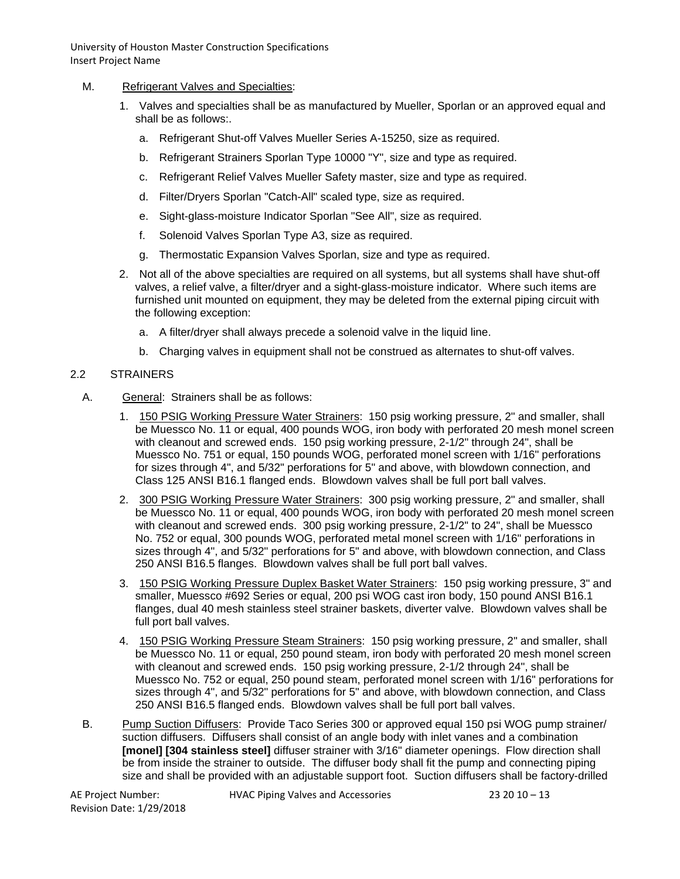M. Refrigerant Valves and Specialties:

1. Valves and specialties shall be as manufactured by Mueller, Sporlan or an approved equal and shall be as follows:.

   a. Refrigerant Shut-off Valves Mueller Series A-15250, size as required.

   b. Refrigerant Strainers Sporlan Type 10000 "Y", size and type as required.

   c. Refrigerant Relief Valves Mueller Safety master, size and type as required.

   d. Filter/Dryers Sporlan "Catch-All" scaled type, size as required.

   e. Sight-glass-moisture Indicator Sporlan "See All", size as required.

   f. Solenoid Valves Sporlan Type A3, size as required.

   g. Thermostatic Expansion Valves Sporlan, size and type as required.

2. Not all of the above specialties are required on all systems, but all systems shall have shut-off valves, a relief valve, a filter/dryer and a sight-glass-moisture indicator. Where such items are furnished unit mounted on equipment, they may be deleted from the external piping circuit with the following exception:

   a. A filter/dryer shall always precede a solenoid valve in the liquid line.

   b. Charging valves in equipment shall not be construed as alternates to shut-off valves.

## 2.2 STRAINERS

A. General: Strainers shall be as follows:

1. 150 PSIG Working Pressure Water Strainers: 150 psig working pressure, 2" and smaller, shall be Muessco No. 11 or equal, 400 pounds WOG, iron body with perforated 20 mesh monel screen with cleanout and screwed ends. 150 psig working pressure, 2-1/2" through 24", shall be Muessco No. 751 or equal, 150 pounds WOG, perforated monel screen with 1/16" perforations for sizes through 4", and 5/32" perforations for 5" and above, with blowdown connection, and Class 125 ANSI B16.1 flanged ends. Blowdown valves shall be full port ball valves.

2. 300 PSIG Working Pressure Water Strainers: 300 psig working pressure, 2" and smaller, shall be Muessco No. 11 or equal, 400 pounds WOG, iron body with perforated 20 mesh monel screen with cleanout and screwed ends. 300 psig working pressure, 2-1/2" to 24", shall be Muessco No. 752 or equal, 300 pounds WOG, perforated metal monel screen with 1/16" perforations in sizes through 4", and 5/32" perforations for 5" and above, with blowdown connection, and Class 250 ANSI B16.5 flanges. Blowdown valves shall be full port ball valves.

3. 150 PSIG Working Pressure Duplex Basket Water Strainers: 150 psig working pressure, 3" and smaller, Muessco #692 Series or equal, 200 psi WOG cast iron body, 150 pound ANSI B16.1 flanges, dual 40 mesh stainless steel strainer baskets, diverter valve. Blowdown valves shall be full port ball valves.

4. 150 PSIG Working Pressure Steam Strainers: 150 psig working pressure, 2" and smaller, shall be Muessco No. 11 or equal, 250 pound steam, iron body with perforated 20 mesh monel screen with cleanout and screwed ends. 150 psig working pressure, 2-1/2 through 24", shall be Muessco No. 752 or equal, 250 pound steam, perforated monel screen with 1/16" perforations for sizes through 4", and 5/32" perforations for 5" and above, with blowdown connection, and Class 250 ANSI B16.5 flanged ends. Blowdown valves shall be full port ball valves.

B. Pump Suction Diffusers: Provide Taco Series 300 or approved equal 150 psi WOG pump strainer/ suction diffusers. Diffusers shall consist of an angle body with inlet vanes and a combination **[monel] [304 stainless steel]** diffuser strainer with 3/16" diameter openings. Flow direction shall be from inside the strainer to outside. The diffuser body shall fit the pump and connecting piping size and shall be provided with an adjustable support foot. Suction diffusers shall be factory-drilled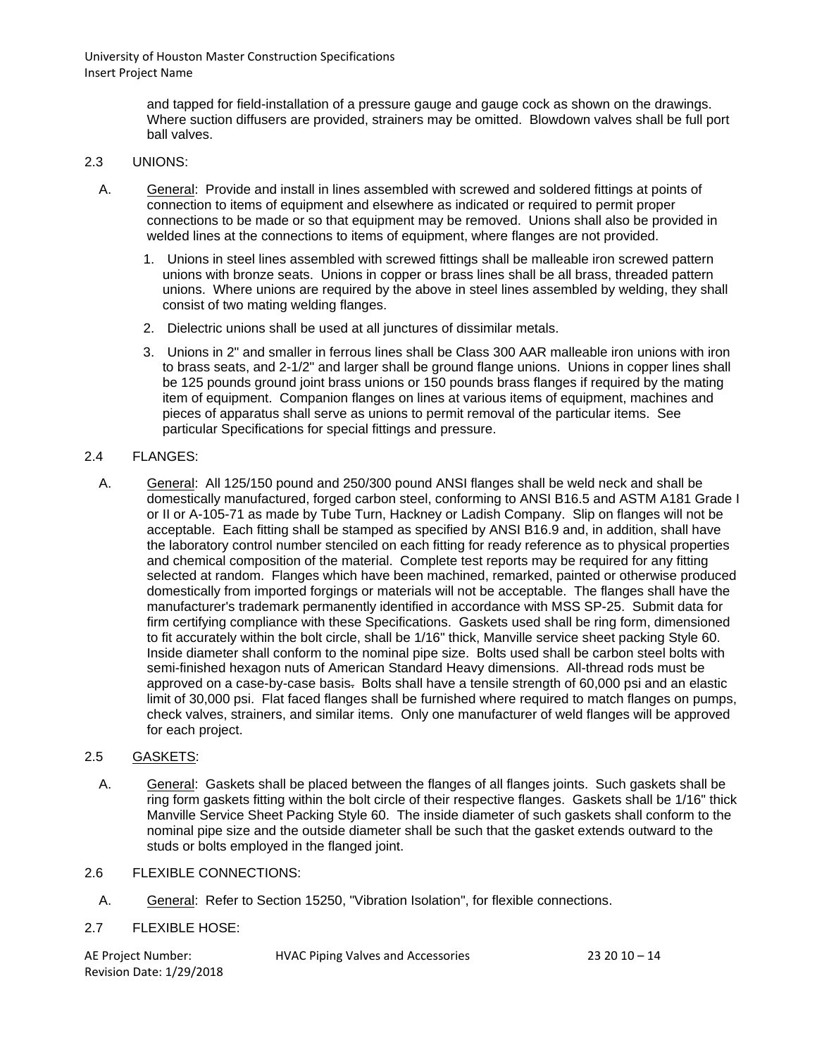and tapped for field-installation of a pressure gauge and gauge cock as shown on the drawings. Where suction diffusers are provided, strainers may be omitted. Blowdown valves shall be full port ball valves.

## 2.3 UNIONS:

A. General: Provide and install in lines assembled with screwed and soldered fittings at points of connection to items of equipment and elsewhere as indicated or required to permit proper connections to be made or so that equipment may be removed. Unions shall also be provided in welded lines at the connections to items of equipment, where flanges are not provided.

1. Unions in steel lines assembled with screwed fittings shall be malleable iron screwed pattern unions with bronze seats. Unions in copper or brass lines shall be all brass, threaded pattern unions. Where unions are required by the above in steel lines assembled by welding, they shall consist of two mating welding flanges.
2. Dielectric unions shall be used at all junctures of dissimilar metals.
3. Unions in 2" and smaller in ferrous lines shall be Class 300 AAR malleable iron unions with iron to brass seats, and 2-1/2" and larger shall be ground flange unions. Unions in copper lines shall be 125 pounds ground joint brass unions or 150 pounds brass flanges if required by the mating item of equipment. Companion flanges on lines at various items of equipment, machines and pieces of apparatus shall serve as unions to permit removal of the particular items. See particular Specifications for special fittings and pressure.

## 2.4 FLANGES:

A. General: All 125/150 pound and 250/300 pound ANSI flanges shall be weld neck and shall be domestically manufactured, forged carbon steel, conforming to ANSI B16.5 and ASTM A181 Grade I or II or A-105-71 as made by Tube Turn, Hackney or Ladish Company. Slip on flanges will not be acceptable. Each fitting shall be stamped as specified by ANSI B16.9 and, in addition, shall have the laboratory control number stenciled on each fitting for ready reference as to physical properties and chemical composition of the material. Complete test reports may be required for any fitting selected at random. Flanges which have been machined, remarked, painted or otherwise produced domestically from imported forgings or materials will not be acceptable. The flanges shall have the manufacturer's trademark permanently identified in accordance with MSS SP-25. Submit data for firm certifying compliance with these Specifications. Gaskets used shall be ring form, dimensioned to fit accurately within the bolt circle, shall be 1/16" thick, Manville service sheet packing Style 60. Inside diameter shall conform to the nominal pipe size. Bolts used shall be carbon steel bolts with semi-finished hexagon nuts of American Standard Heavy dimensions. All-thread rods must be approved on a case-by-case basis. Bolts shall have a tensile strength of 60,000 psi and an elastic limit of 30,000 psi. Flat faced flanges shall be furnished where required to match flanges on pumps, check valves, strainers, and similar items. Only one manufacturer of weld flanges will be approved for each project.

## 2.5 GASKETS:

A. General: Gaskets shall be placed between the flanges of all flanges joints. Such gaskets shall be ring form gaskets fitting within the bolt circle of their respective flanges. Gaskets shall be 1/16" thick Manville Service Sheet Packing Style 60. The inside diameter of such gaskets shall conform to the nominal pipe size and the outside diameter shall be such that the gasket extends outward to the studs or bolts employed in the flanged joint.

## 2.6 FLEXIBLE CONNECTIONS:

A. General: Refer to Section 15250, "Vibration Isolation", for flexible connections.

## 2.7 FLEXIBLE HOSE: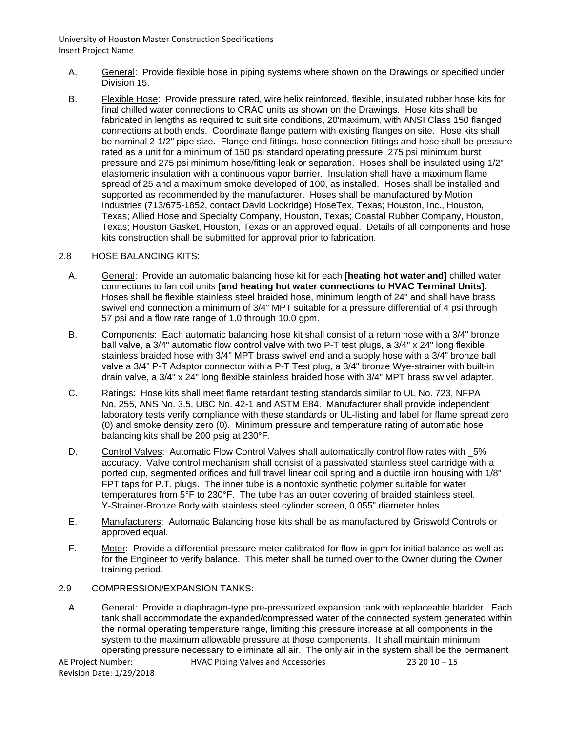A. General: Provide flexible hose in piping systems where shown on the Drawings or specified under Division 15.

B. Flexible Hose: Provide pressure rated, wire helix reinforced, flexible, insulated rubber hose kits for final chilled water connections to CRAC units as shown on the Drawings. Hose kits shall be fabricated in lengths as required to suit site conditions, 20'maximum, with ANSI Class 150 flanged connections at both ends. Coordinate flange pattern with existing flanges on site. Hose kits shall be nominal 2-1/2" pipe size. Flange end fittings, hose connection fittings and hose shall be pressure rated as a unit for a minimum of 150 psi standard operating pressure, 275 psi minimum burst pressure and 275 psi minimum hose/fitting leak or separation. Hoses shall be insulated using 1/2" elastomeric insulation with a continuous vapor barrier. Insulation shall have a maximum flame spread of 25 and a maximum smoke developed of 100, as installed. Hoses shall be installed and supported as recommended by the manufacturer. Hoses shall be manufactured by Motion Industries (713/675-1852, contact David Lockridge) HoseTex, Texas; Houston, Inc., Houston, Texas; Allied Hose and Specialty Company, Houston, Texas; Coastal Rubber Company, Houston, Texas; Houston Gasket, Houston, Texas or an approved equal. Details of all components and hose kits construction shall be submitted for approval prior to fabrication.

2.8 HOSE BALANCING KITS:

A. General: Provide an automatic balancing hose kit for each **[heating hot water and]** chilled water connections to fan coil units **[and heating hot water connections to HVAC Terminal Units]**. Hoses shall be flexible stainless steel braided hose, minimum length of 24" and shall have brass swivel end connection a minimum of 3/4" MPT suitable for a pressure differential of 4 psi through 57 psi and a flow rate range of 1.0 through 10.0 gpm.

B. Components: Each automatic balancing hose kit shall consist of a return hose with a 3/4" bronze ball valve, a 3/4" automatic flow control valve with two P-T test plugs, a 3/4" x 24" long flexible stainless braided hose with 3/4" MPT brass swivel end and a supply hose with a 3/4" bronze ball valve a 3/4" P-T Adaptor connector with a P-T Test plug, a 3/4" bronze Wye-strainer with built-in drain valve, a 3/4" x 24" long flexible stainless braided hose with 3/4" MPT brass swivel adapter.

C. Ratings: Hose kits shall meet flame retardant testing standards similar to UL No. 723, NFPA No. 255, ANS No. 3.5, UBC No. 42-1 and ASTM E84. Manufacturer shall provide independent laboratory tests verify compliance with these standards or UL-listing and label for flame spread zero (0) and smoke density zero (0). Minimum pressure and temperature rating of automatic hose balancing kits shall be 200 psig at 230°F.

D. Control Valves: Automatic Flow Control Valves shall automatically control flow rates with _5% accuracy. Valve control mechanism shall consist of a passivated stainless steel cartridge with a ported cup, segmented orifices and full travel linear coil spring and a ductile iron housing with 1/8" FPT taps for P.T. plugs. The inner tube is a nontoxic synthetic polymer suitable for water temperatures from 5°F to 230°F. The tube has an outer covering of braided stainless steel. Y-Strainer-Bronze Body with stainless steel cylinder screen, 0.055" diameter holes.

E. Manufacturers: Automatic Balancing hose kits shall be as manufactured by Griswold Controls or approved equal.

F. Meter: Provide a differential pressure meter calibrated for flow in gpm for initial balance as well as for the Engineer to verify balance. This meter shall be turned over to the Owner during the Owner training period.

2.9 COMPRESSION/EXPANSION TANKS:

A. General: Provide a diaphragm-type pre-pressurized expansion tank with replaceable bladder. Each tank shall accommodate the expanded/compressed water of the connected system generated within the normal operating temperature range, limiting this pressure increase at all components in the system to the maximum allowable pressure at those components. It shall maintain minimum operating pressure necessary to eliminate all air. The only air in the system shall be the permanent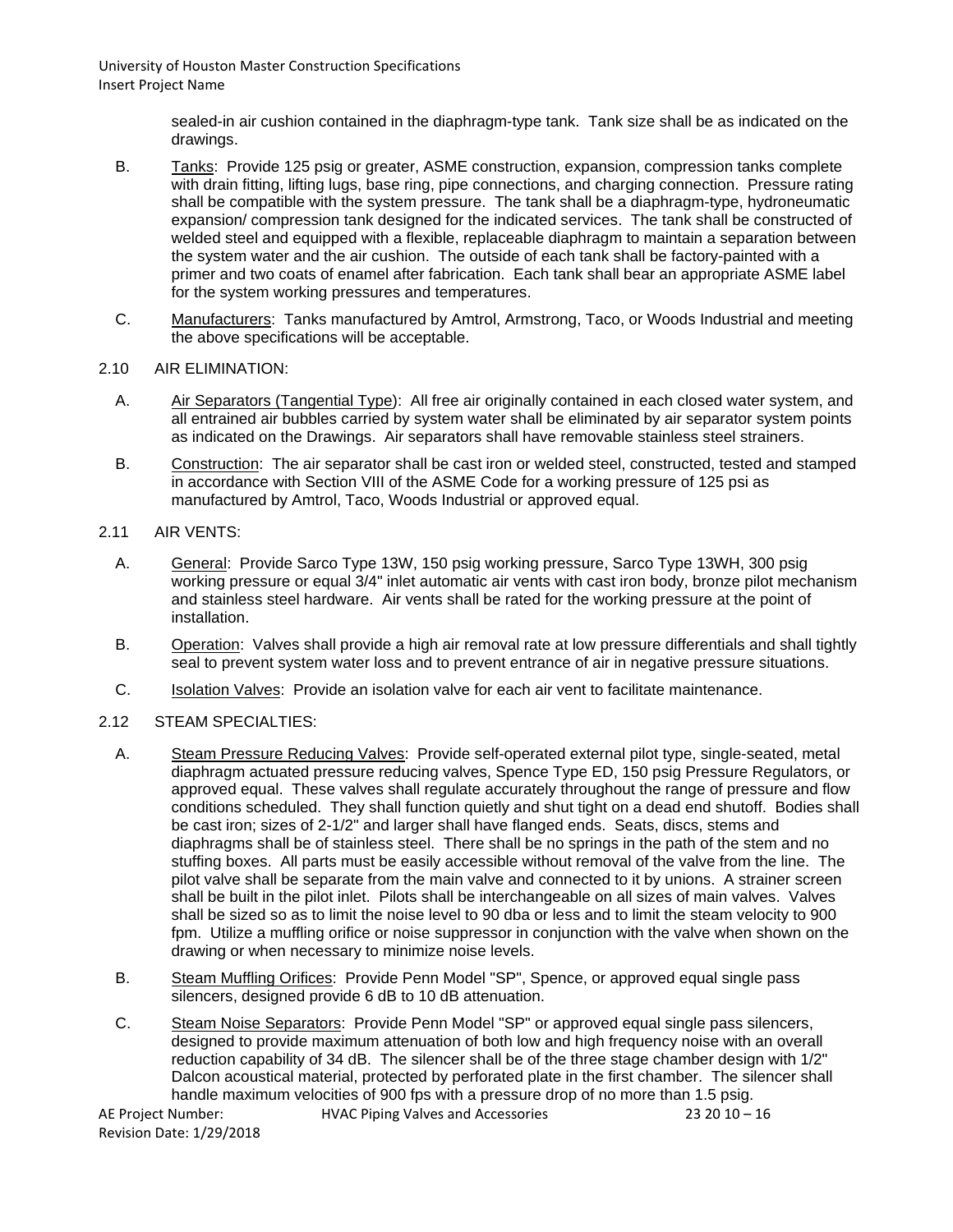sealed-in air cushion contained in the diaphragm-type tank. Tank size shall be as indicated on the drawings.

B. Tanks: Provide 125 psig or greater, ASME construction, expansion, compression tanks complete with drain fitting, lifting lugs, base ring, pipe connections, and charging connection. Pressure rating shall be compatible with the system pressure. The tank shall be a diaphragm-type, hydroneumatic expansion/ compression tank designed for the indicated services. The tank shall be constructed of welded steel and equipped with a flexible, replaceable diaphragm to maintain a separation between the system water and the air cushion. The outside of each tank shall be factory-painted with a primer and two coats of enamel after fabrication. Each tank shall bear an appropriate ASME label for the system working pressures and temperatures.

C. Manufacturers: Tanks manufactured by Amtrol, Armstrong, Taco, or Woods Industrial and meeting the above specifications will be acceptable.

## 2.10 AIR ELIMINATION:

A. Air Separators (Tangential Type): All free air originally contained in each closed water system, and all entrained air bubbles carried by system water shall be eliminated by air separator system points as indicated on the Drawings. Air separators shall have removable stainless steel strainers.

B. Construction: The air separator shall be cast iron or welded steel, constructed, tested and stamped in accordance with Section VIII of the ASME Code for a working pressure of 125 psi as manufactured by Amtrol, Taco, Woods Industrial or approved equal.

## 2.11 AIR VENTS:

A. General: Provide Sarco Type 13W, 150 psig working pressure, Sarco Type 13WH, 300 psig working pressure or equal 3/4" inlet automatic air vents with cast iron body, bronze pilot mechanism and stainless steel hardware. Air vents shall be rated for the working pressure at the point of installation.

B. Operation: Valves shall provide a high air removal rate at low pressure differentials and shall tightly seal to prevent system water loss and to prevent entrance of air in negative pressure situations.

C. Isolation Valves: Provide an isolation valve for each air vent to facilitate maintenance.

## 2.12 STEAM SPECIALTIES:

A. Steam Pressure Reducing Valves: Provide self-operated external pilot type, single-seated, metal diaphragm actuated pressure reducing valves, Spence Type ED, 150 psig Pressure Regulators, or approved equal. These valves shall regulate accurately throughout the range of pressure and flow conditions scheduled. They shall function quietly and shut tight on a dead end shutoff. Bodies shall be cast iron; sizes of 2-1/2" and larger shall have flanged ends. Seats, discs, stems and diaphragms shall be of stainless steel. There shall be no springs in the path of the stem and no stuffing boxes. All parts must be easily accessible without removal of the valve from the line. The pilot valve shall be separate from the main valve and connected to it by unions. A strainer screen shall be built in the pilot inlet. Pilots shall be interchangeable on all sizes of main valves. Valves shall be sized so as to limit the noise level to 90 dba or less and to limit the steam velocity to 900 fpm. Utilize a muffling orifice or noise suppressor in conjunction with the valve when shown on the drawing or when necessary to minimize noise levels.

B. Steam Muffling Orifices: Provide Penn Model "SP", Spence, or approved equal single pass silencers, designed provide 6 dB to 10 dB attenuation.

C. Steam Noise Separators: Provide Penn Model "SP" or approved equal single pass silencers, designed to provide maximum attenuation of both low and high frequency noise with an overall reduction capability of 34 dB. The silencer shall be of the three stage chamber design with 1/2" Dalcon acoustical material, protected by perforated plate in the first chamber. The silencer shall handle maximum velocities of 900 fps with a pressure drop of no more than 1.5 psig.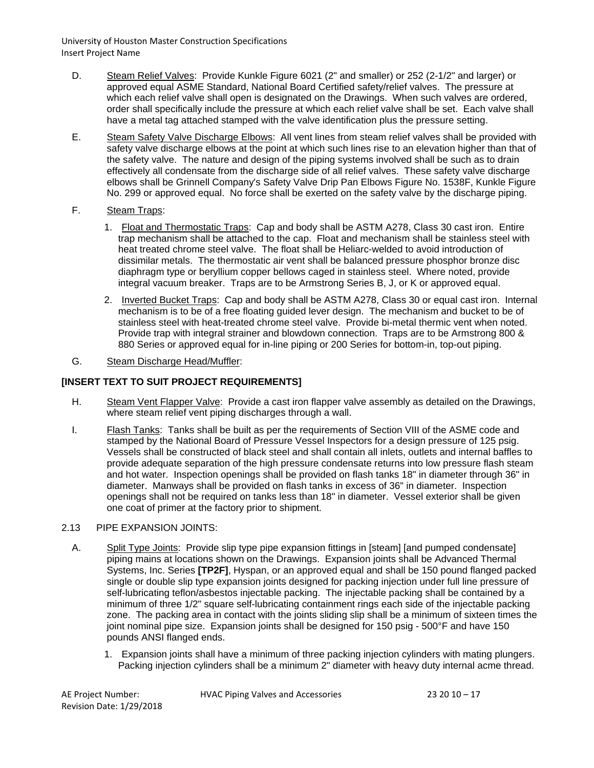D. Steam Relief Valves: Provide Kunkle Figure 6021 (2" and smaller) or 252 (2-1/2" and larger) or approved equal ASME Standard, National Board Certified safety/relief valves. The pressure at which each relief valve shall open is designated on the Drawings. When such valves are ordered, order shall specifically include the pressure at which each relief valve shall be set. Each valve shall have a metal tag attached stamped with the valve identification plus the pressure setting.

E. Steam Safety Valve Discharge Elbows: All vent lines from steam relief valves shall be provided with safety valve discharge elbows at the point at which such lines rise to an elevation higher than that of the safety valve. The nature and design of the piping systems involved shall be such as to drain effectively all condensate from the discharge side of all relief valves. These safety valve discharge elbows shall be Grinnell Company's Safety Valve Drip Pan Elbows Figure No. 1538F, Kunkle Figure No. 299 or approved equal. No force shall be exerted on the safety valve by the discharge piping.

F. Steam Traps:

1. Float and Thermostatic Traps: Cap and body shall be ASTM A278, Class 30 cast iron. Entire trap mechanism shall be attached to the cap. Float and mechanism shall be stainless steel with heat treated chrome steel valve. The float shall be Heliarc-welded to avoid introduction of dissimilar metals. The thermostatic air vent shall be balanced pressure phosphor bronze disc diaphragm type or beryllium copper bellows caged in stainless steel. Where noted, provide integral vacuum breaker. Traps are to be Armstrong Series B, J, or K or approved equal.

2. Inverted Bucket Traps: Cap and body shall be ASTM A278, Class 30 or equal cast iron. Internal mechanism is to be of a free floating guided lever design. The mechanism and bucket to be of stainless steel with heat-treated chrome steel valve. Provide bi-metal thermic vent when noted. Provide trap with integral strainer and blowdown connection. Traps are to be Armstrong 800 & 880 Series or approved equal for in-line piping or 200 Series for bottom-in, top-out piping.

G. Steam Discharge Head/Muffler:

**[INSERT TEXT TO SUIT PROJECT REQUIREMENTS]**

H. Steam Vent Flapper Valve: Provide a cast iron flapper valve assembly as detailed on the Drawings, where steam relief vent piping discharges through a wall.

I. Flash Tanks: Tanks shall be built as per the requirements of Section VIII of the ASME code and stamped by the National Board of Pressure Vessel Inspectors for a design pressure of 125 psig. Vessels shall be constructed of black steel and shall contain all inlets, outlets and internal baffles to provide adequate separation of the high pressure condensate returns into low pressure flash steam and hot water. Inspection openings shall be provided on flash tanks 18" in diameter through 36" in diameter. Manways shall be provided on flash tanks in excess of 36" in diameter. Inspection openings shall not be required on tanks less than 18" in diameter. Vessel exterior shall be given one coat of primer at the factory prior to shipment.

2.13 PIPE EXPANSION JOINTS:

A. Split Type Joints: Provide slip type pipe expansion fittings in [steam] [and pumped condensate] piping mains at locations shown on the Drawings. Expansion joints shall be Advanced Thermal Systems, Inc. Series **[TP2F]**, Hyspan, or an approved equal and shall be 150 pound flanged packed single or double slip type expansion joints designed for packing injection under full line pressure of self-lubricating teflon/asbestos injectable packing. The injectable packing shall be contained by a minimum of three 1/2" square self-lubricating containment rings each side of the injectable packing zone. The packing area in contact with the joints sliding slip shall be a minimum of sixteen times the joint nominal pipe size. Expansion joints shall be designed for 150 psig - 500°F and have 150 pounds ANSI flanged ends.

1. Expansion joints shall have a minimum of three packing injection cylinders with mating plungers. Packing injection cylinders shall be a minimum 2" diameter with heavy duty internal acme thread.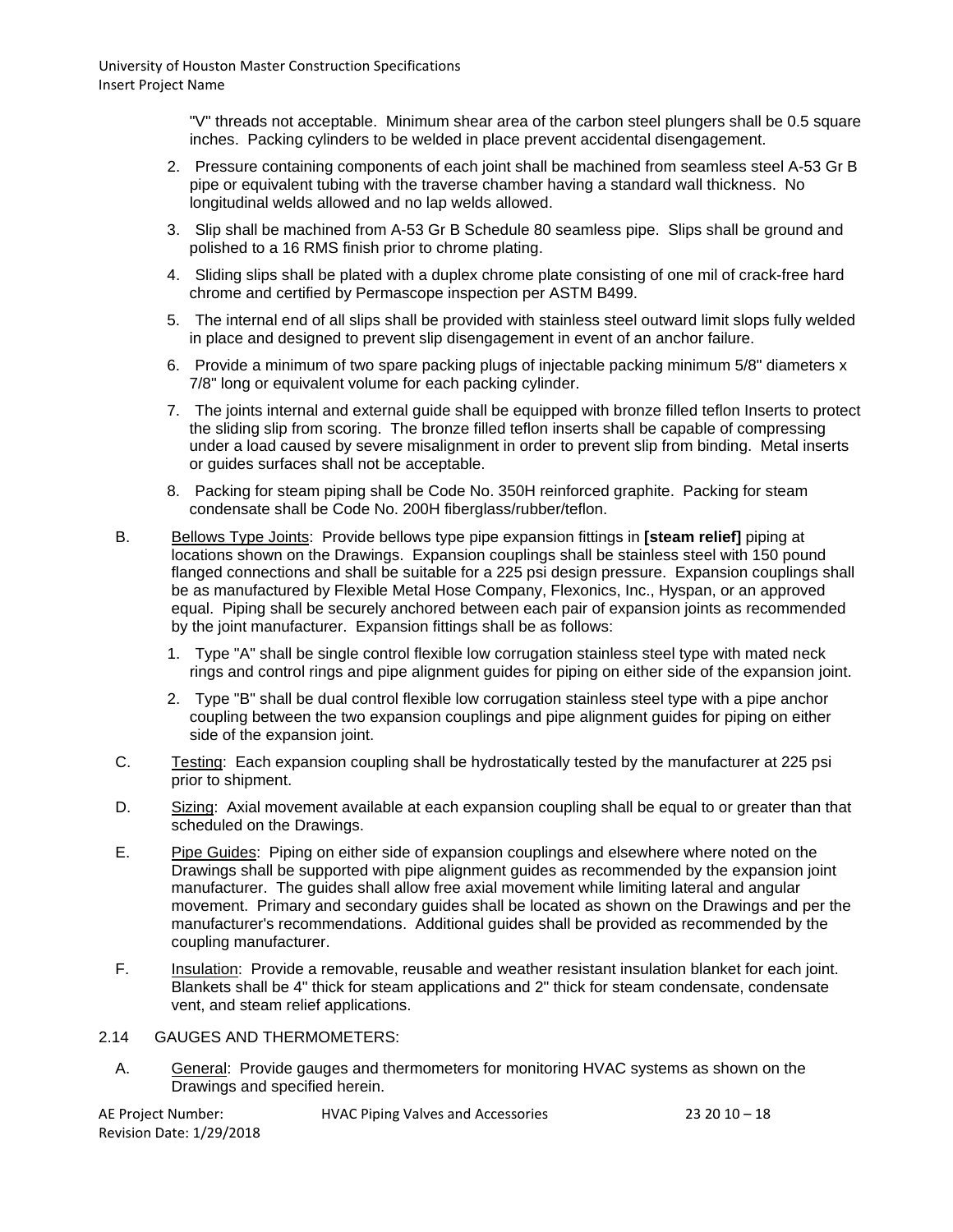"V" threads not acceptable. Minimum shear area of the carbon steel plungers shall be 0.5 square inches. Packing cylinders to be welded in place prevent accidental disengagement.

2. Pressure containing components of each joint shall be machined from seamless steel A-53 Gr B pipe or equivalent tubing with the traverse chamber having a standard wall thickness. No longitudinal welds allowed and no lap welds allowed.

3. Slip shall be machined from A-53 Gr B Schedule 80 seamless pipe. Slips shall be ground and polished to a 16 RMS finish prior to chrome plating.

4. Sliding slips shall be plated with a duplex chrome plate consisting of one mil of crack-free hard chrome and certified by Permascope inspection per ASTM B499.

5. The internal end of all slips shall be provided with stainless steel outward limit slops fully welded in place and designed to prevent slip disengagement in event of an anchor failure.

6. Provide a minimum of two spare packing plugs of injectable packing minimum 5/8" diameters x 7/8" long or equivalent volume for each packing cylinder.

7. The joints internal and external guide shall be equipped with bronze filled teflon Inserts to protect the sliding slip from scoring. The bronze filled teflon inserts shall be capable of compressing under a load caused by severe misalignment in order to prevent slip from binding. Metal inserts or guides surfaces shall not be acceptable.

8. Packing for steam piping shall be Code No. 350H reinforced graphite. Packing for steam condensate shall be Code No. 200H fiberglass/rubber/teflon.

B. Bellows Type Joints: Provide bellows type pipe expansion fittings in **[steam relief]** piping at locations shown on the Drawings. Expansion couplings shall be stainless steel with 150 pound flanged connections and shall be suitable for a 225 psi design pressure. Expansion couplings shall be as manufactured by Flexible Metal Hose Company, Flexonics, Inc., Hyspan, or an approved equal. Piping shall be securely anchored between each pair of expansion joints as recommended by the joint manufacturer. Expansion fittings shall be as follows:

1. Type "A" shall be single control flexible low corrugation stainless steel type with mated neck rings and control rings and pipe alignment guides for piping on either side of the expansion joint.

2. Type "B" shall be dual control flexible low corrugation stainless steel type with a pipe anchor coupling between the two expansion couplings and pipe alignment guides for piping on either side of the expansion joint.

C. Testing: Each expansion coupling shall be hydrostatically tested by the manufacturer at 225 psi prior to shipment.

D. Sizing: Axial movement available at each expansion coupling shall be equal to or greater than that scheduled on the Drawings.

E. Pipe Guides: Piping on either side of expansion couplings and elsewhere where noted on the Drawings shall be supported with pipe alignment guides as recommended by the expansion joint manufacturer. The guides shall allow free axial movement while limiting lateral and angular movement. Primary and secondary guides shall be located as shown on the Drawings and per the manufacturer's recommendations. Additional guides shall be provided as recommended by the coupling manufacturer.

F. Insulation: Provide a removable, reusable and weather resistant insulation blanket for each joint. Blankets shall be 4" thick for steam applications and 2" thick for steam condensate, condensate vent, and steam relief applications.

## 2.14 GAUGES AND THERMOMETERS:

A. General: Provide gauges and thermometers for monitoring HVAC systems as shown on the Drawings and specified herein.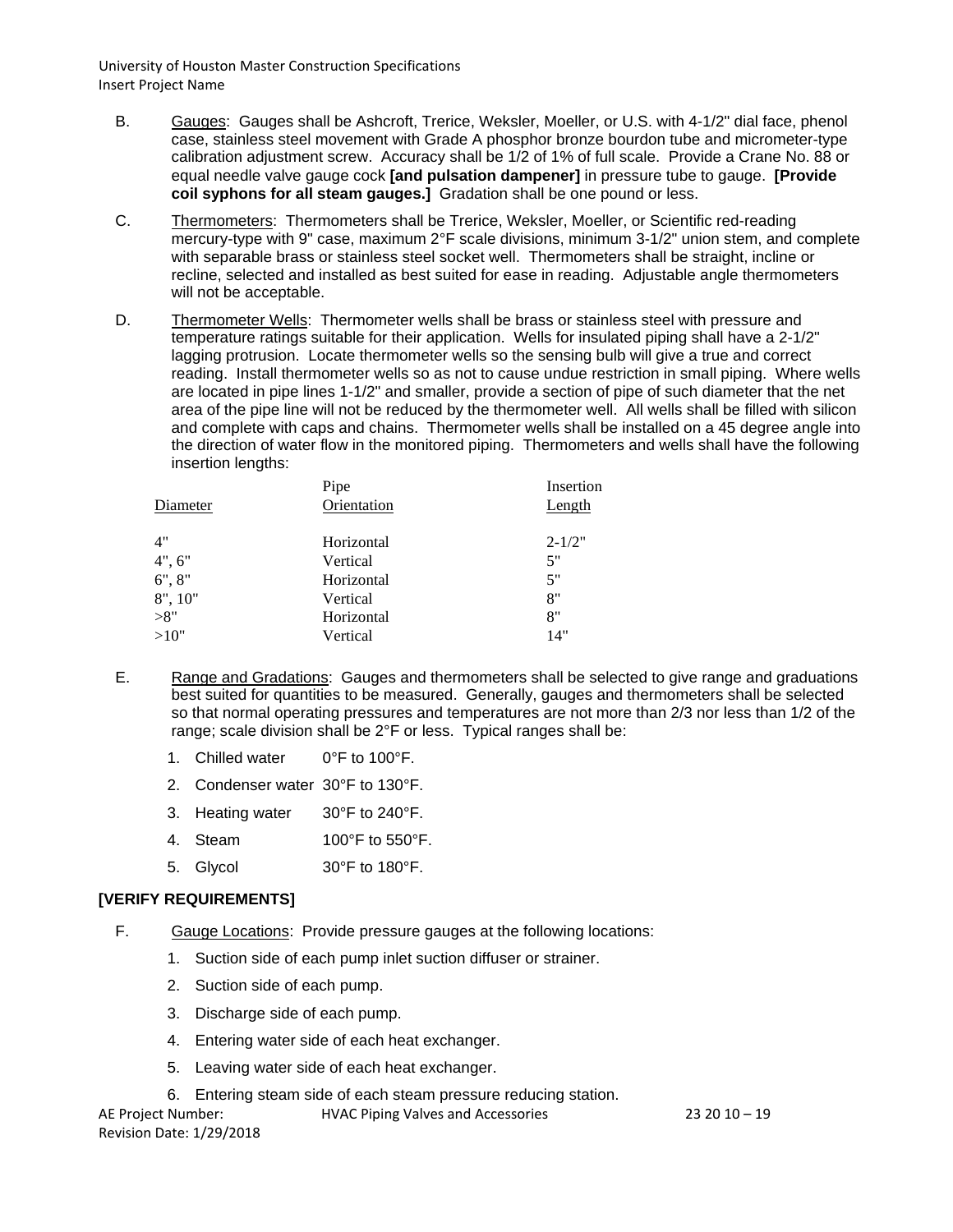B. Gauges: Gauges shall be Ashcroft, Trerice, Weksler, Moeller, or U.S. with 4-1/2" dial face, phenol case, stainless steel movement with Grade A phosphor bronze bourdon tube and micrometer-type calibration adjustment screw. Accuracy shall be 1/2 of 1% of full scale. Provide a Crane No. 88 or equal needle valve gauge cock **[and pulsation dampener]** in pressure tube to gauge. **[Provide coil syphons for all steam gauges.]** Gradation shall be one pound or less.

C. Thermometers: Thermometers shall be Trerice, Weksler, Moeller, or Scientific red-reading mercury-type with 9" case, maximum 2°F scale divisions, minimum 3-1/2" union stem, and complete with separable brass or stainless steel socket well. Thermometers shall be straight, incline or recline, selected and installed as best suited for ease in reading. Adjustable angle thermometers will not be acceptable.

D. Thermometer Wells: Thermometer wells shall be brass or stainless steel with pressure and temperature ratings suitable for their application. Wells for insulated piping shall have a 2-1/2" lagging protrusion. Locate thermometer wells so the sensing bulb will give a true and correct reading. Install thermometer wells so as not to cause undue restriction in small piping. Where wells are located in pipe lines 1-1/2" and smaller, provide a section of pipe of such diameter that the net area of the pipe line will not be reduced by the thermometer well. All wells shall be filled with silicon and complete with caps and chains. Thermometer wells shall be installed on a 45 degree angle into the direction of water flow in the monitored piping. Thermometers and wells shall have the following insertion lengths:

| Diameter | Pipe Orientation | Insertion Length |
|---|---|---|
| 4" | Horizontal | 2-1/2" |
| 4", 6" | Vertical | 5" |
| 6", 8" | Horizontal | 5" |
| 8", 10" | Vertical | 8" |
| >8" | Horizontal | 8" |
| >10" | Vertical | 14" |

E. Range and Gradations: Gauges and thermometers shall be selected to give range and graduations best suited for quantities to be measured. Generally, gauges and thermometers shall be selected so that normal operating pressures and temperatures are not more than 2/3 nor less than 1/2 of the range; scale division shall be 2°F or less. Typical ranges shall be:

1. Chilled water 0°F to 100°F.
2. Condenser water 30°F to 130°F.
3. Heating water 30°F to 240°F.
4. Steam 100°F to 550°F.
5. Glycol 30°F to 180°F.

**[VERIFY REQUIREMENTS]**

F. Gauge Locations: Provide pressure gauges at the following locations:

1. Suction side of each pump inlet suction diffuser or strainer.
2. Suction side of each pump.
3. Discharge side of each pump.
4. Entering water side of each heat exchanger.
5. Leaving water side of each heat exchanger.
6. Entering steam side of each steam pressure reducing station.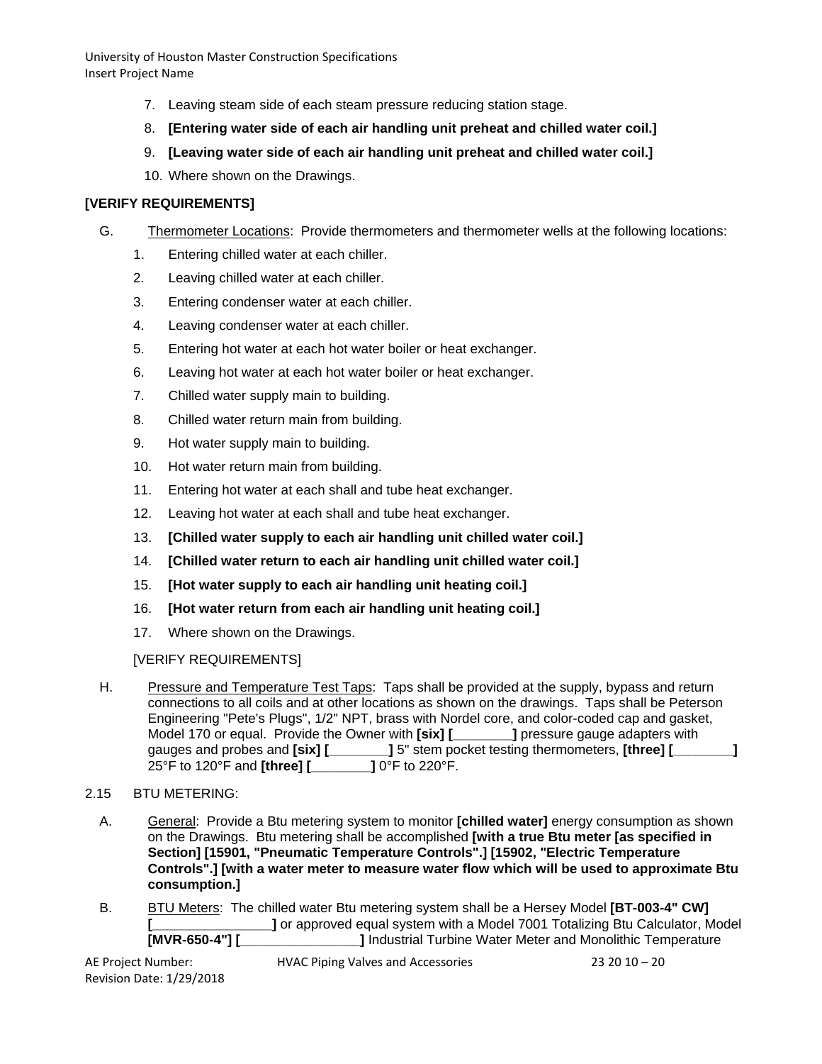7. Leaving steam side of each steam pressure reducing station stage.
8. **[Entering water side of each air handling unit preheat and chilled water coil.]**
9. **[Leaving water side of each air handling unit preheat and chilled water coil.]**
10. Where shown on the Drawings.

**[VERIFY REQUIREMENTS]**

G. Thermometer Locations: Provide thermometers and thermometer wells at the following locations:

1. Entering chilled water at each chiller.
2. Leaving chilled water at each chiller.
3. Entering condenser water at each chiller.
4. Leaving condenser water at each chiller.
5. Entering hot water at each hot water boiler or heat exchanger.
6. Leaving hot water at each hot water boiler or heat exchanger.
7. Chilled water supply main to building.
8. Chilled water return main from building.
9. Hot water supply main to building.
10. Hot water return main from building.
11. Entering hot water at each shall and tube heat exchanger.
12. Leaving hot water at each shall and tube heat exchanger.
13. **[Chilled water supply to each air handling unit chilled water coil.]**
14. **[Chilled water return to each air handling unit chilled water coil.]**
15. **[Hot water supply to each air handling unit heating coil.]**
16. **[Hot water return from each air handling unit heating coil.]**
17. Where shown on the Drawings.

[VERIFY REQUIREMENTS]

H. Pressure and Temperature Test Taps: Taps shall be provided at the supply, bypass and return connections to all coils and at other locations as shown on the drawings. Taps shall be Peterson Engineering "Pete's Plugs", 1/2" NPT, brass with Nordel core, and color-coded cap and gasket, Model 170 or equal. Provide the Owner with **[six] [________]** pressure gauge adapters with gauges and probes and **[six] [________]** 5" stem pocket testing thermometers, **[three] [________]** 25°F to 120°F and **[three] [________]** 0°F to 220°F.

2.15 BTU METERING:

A. General: Provide a Btu metering system to monitor **[chilled water]** energy consumption as shown on the Drawings. Btu metering shall be accomplished **[with a true Btu meter [as specified in Section] [15901, "Pneumatic Temperature Controls".] [15902, "Electric Temperature Controls".] [with a water meter to measure water flow which will be used to approximate Btu consumption.]**

B. BTU Meters: The chilled water Btu metering system shall be a Hersey Model **[BT-003-4" CW] [________________]** or approved equal system with a Model 7001 Totalizing Btu Calculator, Model **[MVR-650-4"] [________________]** Industrial Turbine Water Meter and Monolithic Temperature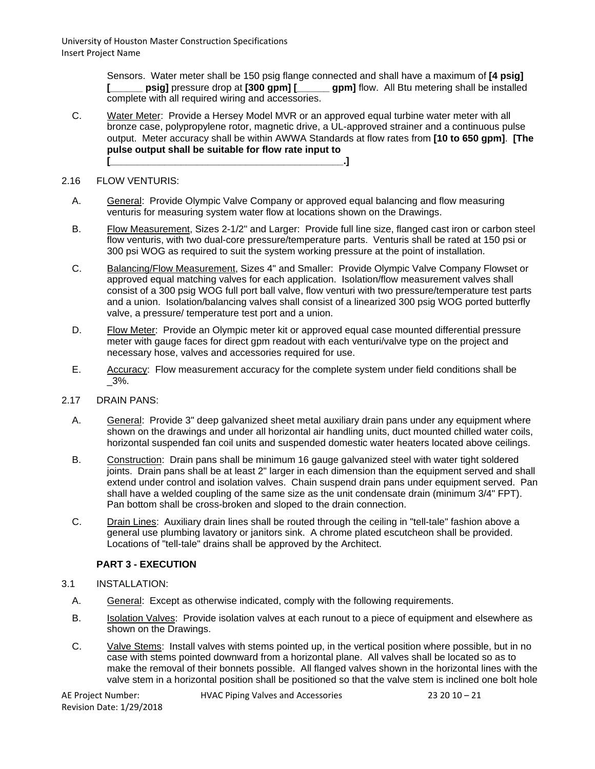Sensors. Water meter shall be 150 psig flange connected and shall have a maximum of **[4 psig] [______ psig]** pressure drop at **[300 gpm] [______ gpm]** flow. All Btu metering shall be installed complete with all required wiring and accessories.

C. Water Meter: Provide a Hersey Model MVR or an approved equal turbine water meter with all bronze case, polypropylene rotor, magnetic drive, a UL-approved strainer and a continuous pulse output. Meter accuracy shall be within AWWA Standards at flow rates from **[10 to 650 gpm]**. **[The pulse output shall be suitable for flow rate input to [___________________________________________.]**

2.16 FLOW VENTURIS:

A. General: Provide Olympic Valve Company or approved equal balancing and flow measuring venturis for measuring system water flow at locations shown on the Drawings.

B. Flow Measurement, Sizes 2-1/2" and Larger: Provide full line size, flanged cast iron or carbon steel flow venturis, with two dual-core pressure/temperature parts. Venturis shall be rated at 150 psi or 300 psi WOG as required to suit the system working pressure at the point of installation.

C. Balancing/Flow Measurement, Sizes 4" and Smaller: Provide Olympic Valve Company Flowset or approved equal matching valves for each application. Isolation/flow measurement valves shall consist of a 300 psig WOG full port ball valve, flow venturi with two pressure/temperature test parts and a union. Isolation/balancing valves shall consist of a linearized 300 psig WOG ported butterfly valve, a pressure/ temperature test port and a union.

D. Flow Meter: Provide an Olympic meter kit or approved equal case mounted differential pressure meter with gauge faces for direct gpm readout with each venturi/valve type on the project and necessary hose, valves and accessories required for use.

E. Accuracy: Flow measurement accuracy for the complete system under field conditions shall be _3%.

2.17 DRAIN PANS:

A. General: Provide 3" deep galvanized sheet metal auxiliary drain pans under any equipment where shown on the drawings and under all horizontal air handling units, duct mounted chilled water coils, horizontal suspended fan coil units and suspended domestic water heaters located above ceilings.

B. Construction: Drain pans shall be minimum 16 gauge galvanized steel with water tight soldered joints. Drain pans shall be at least 2" larger in each dimension than the equipment served and shall extend under control and isolation valves. Chain suspend drain pans under equipment served. Pan shall have a welded coupling of the same size as the unit condensate drain (minimum 3/4" FPT). Pan bottom shall be cross-broken and sloped to the drain connection.

C. Drain Lines: Auxiliary drain lines shall be routed through the ceiling in "tell-tale" fashion above a general use plumbing lavatory or janitors sink. A chrome plated escutcheon shall be provided. Locations of "tell-tale" drains shall be approved by the Architect.

## PART 3 - EXECUTION

3.1 INSTALLATION:

A. General: Except as otherwise indicated, comply with the following requirements.

B. Isolation Valves: Provide isolation valves at each runout to a piece of equipment and elsewhere as shown on the Drawings.

C. Valve Stems: Install valves with stems pointed up, in the vertical position where possible, but in no case with stems pointed downward from a horizontal plane. All valves shall be located so as to make the removal of their bonnets possible. All flanged valves shown in the horizontal lines with the valve stem in a horizontal position shall be positioned so that the valve stem is inclined one bolt hole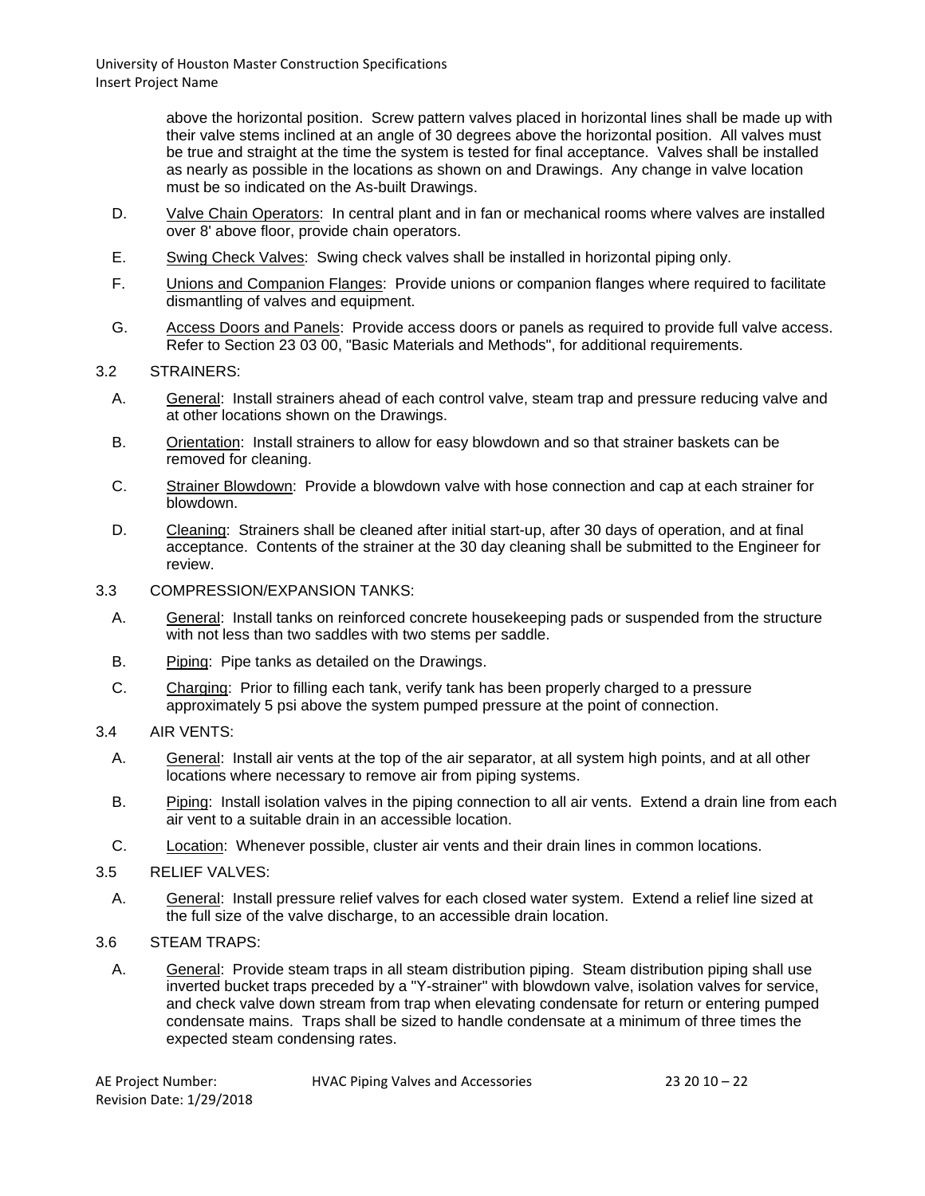above the horizontal position. Screw pattern valves placed in horizontal lines shall be made up with their valve stems inclined at an angle of 30 degrees above the horizontal position. All valves must be true and straight at the time the system is tested for final acceptance. Valves shall be installed as nearly as possible in the locations as shown on and Drawings. Any change in valve location must be so indicated on the As-built Drawings.

D. Valve Chain Operators: In central plant and in fan or mechanical rooms where valves are installed over 8' above floor, provide chain operators.

E. Swing Check Valves: Swing check valves shall be installed in horizontal piping only.

F. Unions and Companion Flanges: Provide unions or companion flanges where required to facilitate dismantling of valves and equipment.

G. Access Doors and Panels: Provide access doors or panels as required to provide full valve access. Refer to Section 23 03 00, "Basic Materials and Methods", for additional requirements.

3.2 STRAINERS:

A. General: Install strainers ahead of each control valve, steam trap and pressure reducing valve and at other locations shown on the Drawings.

B. Orientation: Install strainers to allow for easy blowdown and so that strainer baskets can be removed for cleaning.

C. Strainer Blowdown: Provide a blowdown valve with hose connection and cap at each strainer for blowdown.

D. Cleaning: Strainers shall be cleaned after initial start-up, after 30 days of operation, and at final acceptance. Contents of the strainer at the 30 day cleaning shall be submitted to the Engineer for review.

3.3 COMPRESSION/EXPANSION TANKS:

A. General: Install tanks on reinforced concrete housekeeping pads or suspended from the structure with not less than two saddles with two stems per saddle.

B. Piping: Pipe tanks as detailed on the Drawings.

C. Charging: Prior to filling each tank, verify tank has been properly charged to a pressure approximately 5 psi above the system pumped pressure at the point of connection.

3.4 AIR VENTS:

A. General: Install air vents at the top of the air separator, at all system high points, and at all other locations where necessary to remove air from piping systems.

B. Piping: Install isolation valves in the piping connection to all air vents. Extend a drain line from each air vent to a suitable drain in an accessible location.

C. Location: Whenever possible, cluster air vents and their drain lines in common locations.

3.5 RELIEF VALVES:

A. General: Install pressure relief valves for each closed water system. Extend a relief line sized at the full size of the valve discharge, to an accessible drain location.

3.6 STEAM TRAPS:

A. General: Provide steam traps in all steam distribution piping. Steam distribution piping shall use inverted bucket traps preceded by a "Y-strainer" with blowdown valve, isolation valves for service, and check valve down stream from trap when elevating condensate for return or entering pumped condensate mains. Traps shall be sized to handle condensate at a minimum of three times the expected steam condensing rates.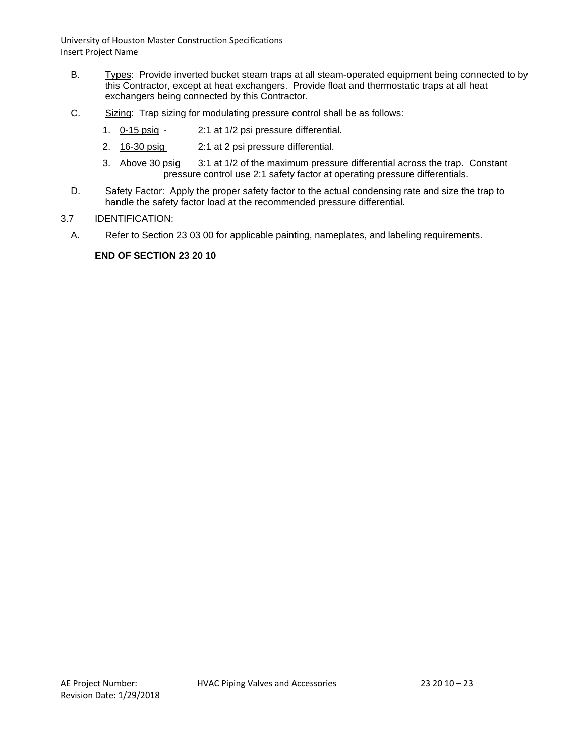B. Types: Provide inverted bucket steam traps at all steam-operated equipment being connected to by this Contractor, except at heat exchangers. Provide float and thermostatic traps at all heat exchangers being connected by this Contractor.

C. Sizing: Trap sizing for modulating pressure control shall be as follows:

1. 0-15 psig - 2:1 at 1/2 psi pressure differential.
2. 16-30 psig 2:1 at 2 psi pressure differential.
3. Above 30 psig 3:1 at 1/2 of the maximum pressure differential across the trap. Constant pressure control use 2:1 safety factor at operating pressure differentials.

D. Safety Factor: Apply the proper safety factor to the actual condensing rate and size the trap to handle the safety factor load at the recommended pressure differential.

3.7 IDENTIFICATION:

A. Refer to Section 23 03 00 for applicable painting, nameplates, and labeling requirements.

**END OF SECTION 23 20 10**